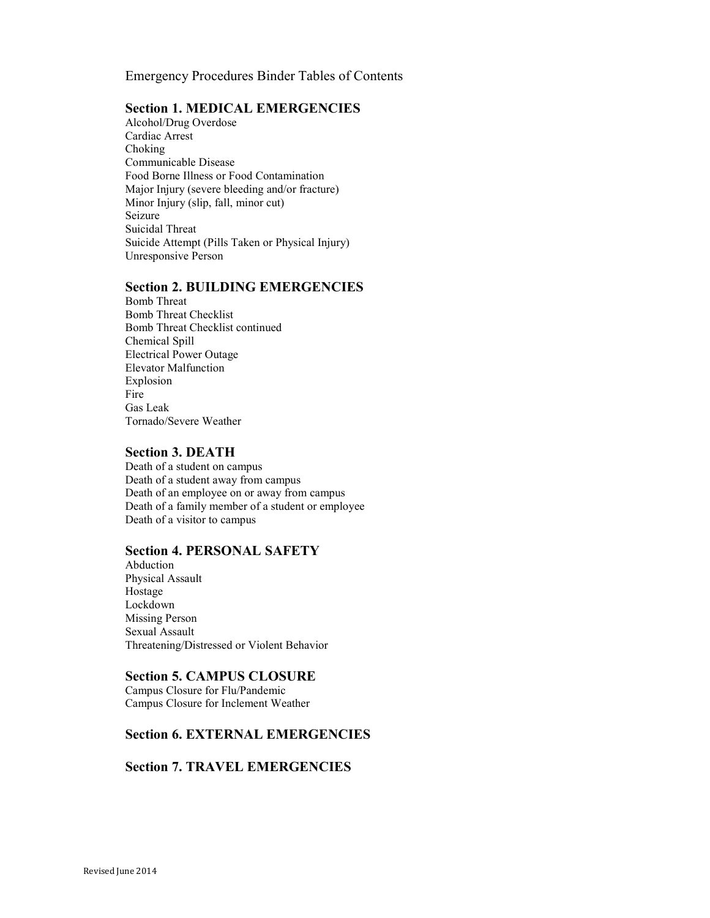Emergency Procedures Binder Tables of Contents

## Section 1. MEDICAL EMERGENCIES

Alcohol/Drug Overdose
Cardiac Arrest
Choking
Communicable Disease
Food Borne Illness or Food Contamination
Major Injury (severe bleeding and/or fracture)
Minor Injury (slip, fall, minor cut)
Seizure
Suicidal Threat
Suicide Attempt (Pills Taken or Physical Injury)
Unresponsive Person

## Section 2. BUILDING EMERGENCIES

Bomb Threat
Bomb Threat Checklist
Bomb Threat Checklist continued
Chemical Spill
Electrical Power Outage
Elevator Malfunction
Explosion
Fire
Gas Leak
Tornado/Severe Weather

## Section 3. DEATH

Death of a student on campus
Death of a student away from campus
Death of an employee on or away from campus
Death of a family member of a student or employee
Death of a visitor to campus

## Section 4. PERSONAL SAFETY

Abduction
Physical Assault
Hostage
Lockdown
Missing Person
Sexual Assault
Threatening/Distressed or Violent Behavior

## Section 5. CAMPUS CLOSURE

Campus Closure for Flu/Pandemic
Campus Closure for Inclement Weather

## Section 6. EXTERNAL EMERGENCIES

## Section 7. TRAVEL EMERGENCIES

Revised June 2014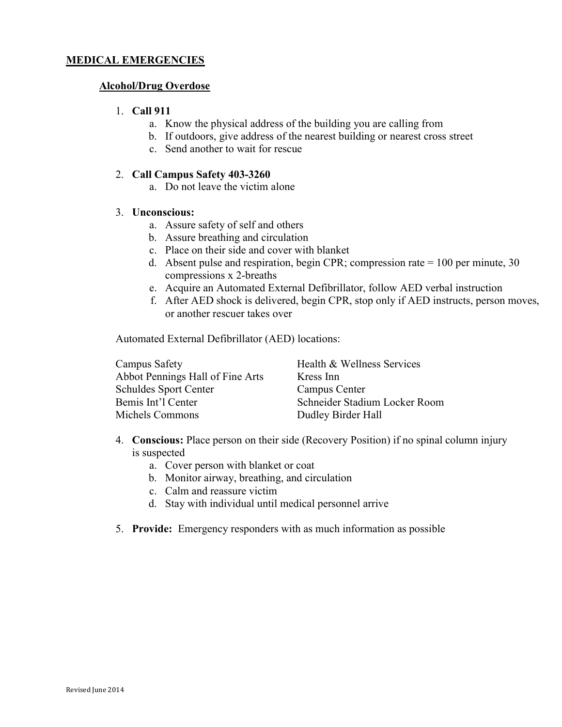## MEDICAL EMERGENCIES

### Alcohol/Drug Overdose

1. **Call 911**
   a. Know the physical address of the building you are calling from
   b. If outdoors, give address of the nearest building or nearest cross street
   c. Send another to wait for rescue

2. **Call Campus Safety 403-3260**
   a. Do not leave the victim alone

3. **Unconscious:**
   a. Assure safety of self and others
   b. Assure breathing and circulation
   c. Place on their side and cover with blanket
   d. Absent pulse and respiration, begin CPR; compression rate = 100 per minute, 30 compressions x 2-breaths
   e. Acquire an Automated External Defibrillator, follow AED verbal instruction
   f. After AED shock is delivered, begin CPR, stop only if AED instructs, person moves, or another rescuer takes over

   Automated External Defibrillator (AED) locations:

   | | |
   |---|---|
   | Campus Safety | Health & Wellness Services |
   | Abbot Pennings Hall of Fine Arts | Kress Inn |
   | Schuldes Sport Center | Campus Center |
   | Bemis Int'l Center | Schneider Stadium Locker Room |
   | Michels Commons | Dudley Birder Hall |

4. **Conscious:** Place person on their side (Recovery Position) if no spinal column injury is suspected
   a. Cover person with blanket or coat
   b. Monitor airway, breathing, and circulation
   c. Calm and reassure victim
   d. Stay with individual until medical personnel arrive

5. **Provide:** Emergency responders with as much information as possible

Revised June 2014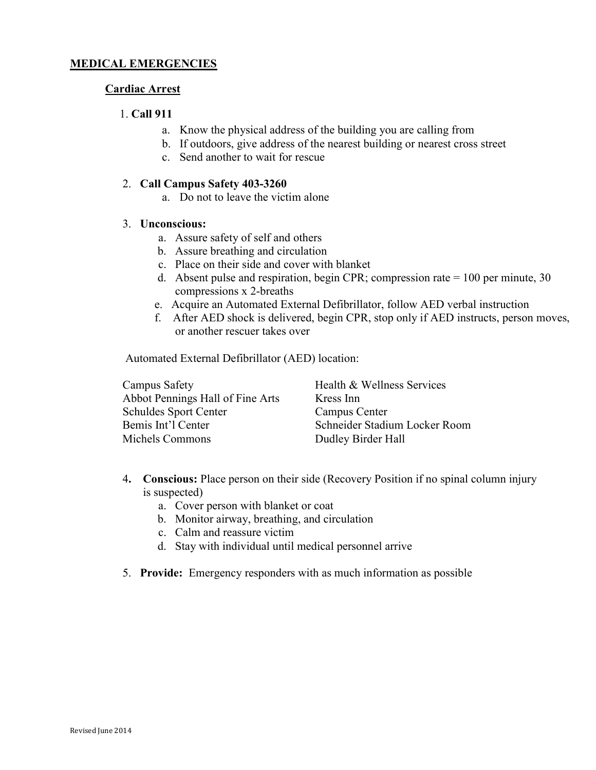## MEDICAL EMERGENCIES

### Cardiac Arrest

1. **Call 911**
   a. Know the physical address of the building you are calling from
   b. If outdoors, give address of the nearest building or nearest cross street
   c. Send another to wait for rescue

2. **Call Campus Safety 403-3260**
   a. Do not to leave the victim alone

3. **Unconscious:**
   a. Assure safety of self and others
   b. Assure breathing and circulation
   c. Place on their side and cover with blanket
   d. Absent pulse and respiration, begin CPR; compression rate = 100 per minute, 30 compressions x 2-breaths
   e. Acquire an Automated External Defibrillator, follow AED verbal instruction
   f. After AED shock is delivered, begin CPR, stop only if AED instructs, person moves, or another rescuer takes over

Automated External Defibrillator (AED) location:

| | |
|---|---|
| Campus Safety | Health & Wellness Services |
| Abbot Pennings Hall of Fine Arts | Kress Inn |
| Schuldes Sport Center | Campus Center |
| Bemis Int'l Center | Schneider Stadium Locker Room |
| Michels Commons | Dudley Birder Hall |

4. **Conscious:** Place person on their side (Recovery Position if no spinal column injury is suspected)
   a. Cover person with blanket or coat
   b. Monitor airway, breathing, and circulation
   c. Calm and reassure victim
   d. Stay with individual until medical personnel arrive

5. **Provide:** Emergency responders with as much information as possible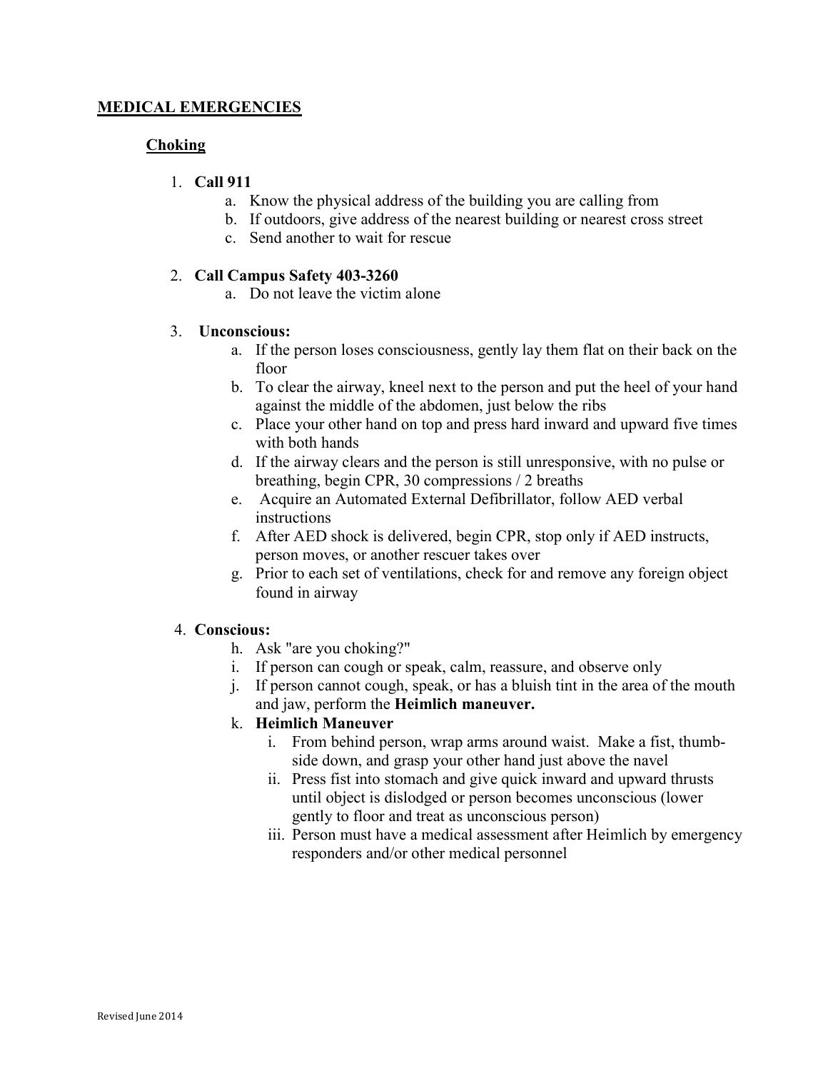## MEDICAL EMERGENCIES

### Choking

1. **Call 911**
   a. Know the physical address of the building you are calling from
   b. If outdoors, give address of the nearest building or nearest cross street
   c. Send another to wait for rescue

2. **Call Campus Safety 403-3260**
   a. Do not leave the victim alone

3. **Unconscious:**
   a. If the person loses consciousness, gently lay them flat on their back on the floor
   b. To clear the airway, kneel next to the person and put the heel of your hand against the middle of the abdomen, just below the ribs
   c. Place your other hand on top and press hard inward and upward five times with both hands
   d. If the airway clears and the person is still unresponsive, with no pulse or breathing, begin CPR, 30 compressions / 2 breaths
   e. Acquire an Automated External Defibrillator, follow AED verbal instructions
   f. After AED shock is delivered, begin CPR, stop only if AED instructs, person moves, or another rescuer takes over
   g. Prior to each set of ventilations, check for and remove any foreign object found in airway

4. **Conscious:**
   h. Ask "are you choking?"
   i. If person can cough or speak, calm, reassure, and observe only
   j. If person cannot cough, speak, or has a bluish tint in the area of the mouth and jaw, perform the **Heimlich maneuver.**
   k. **Heimlich Maneuver**
      i. From behind person, wrap arms around waist. Make a fist, thumb-side down, and grasp your other hand just above the navel
      ii. Press fist into stomach and give quick inward and upward thrusts until object is dislodged or person becomes unconscious (lower gently to floor and treat as unconscious person)
      iii. Person must have a medical assessment after Heimlich by emergency responders and/or other medical personnel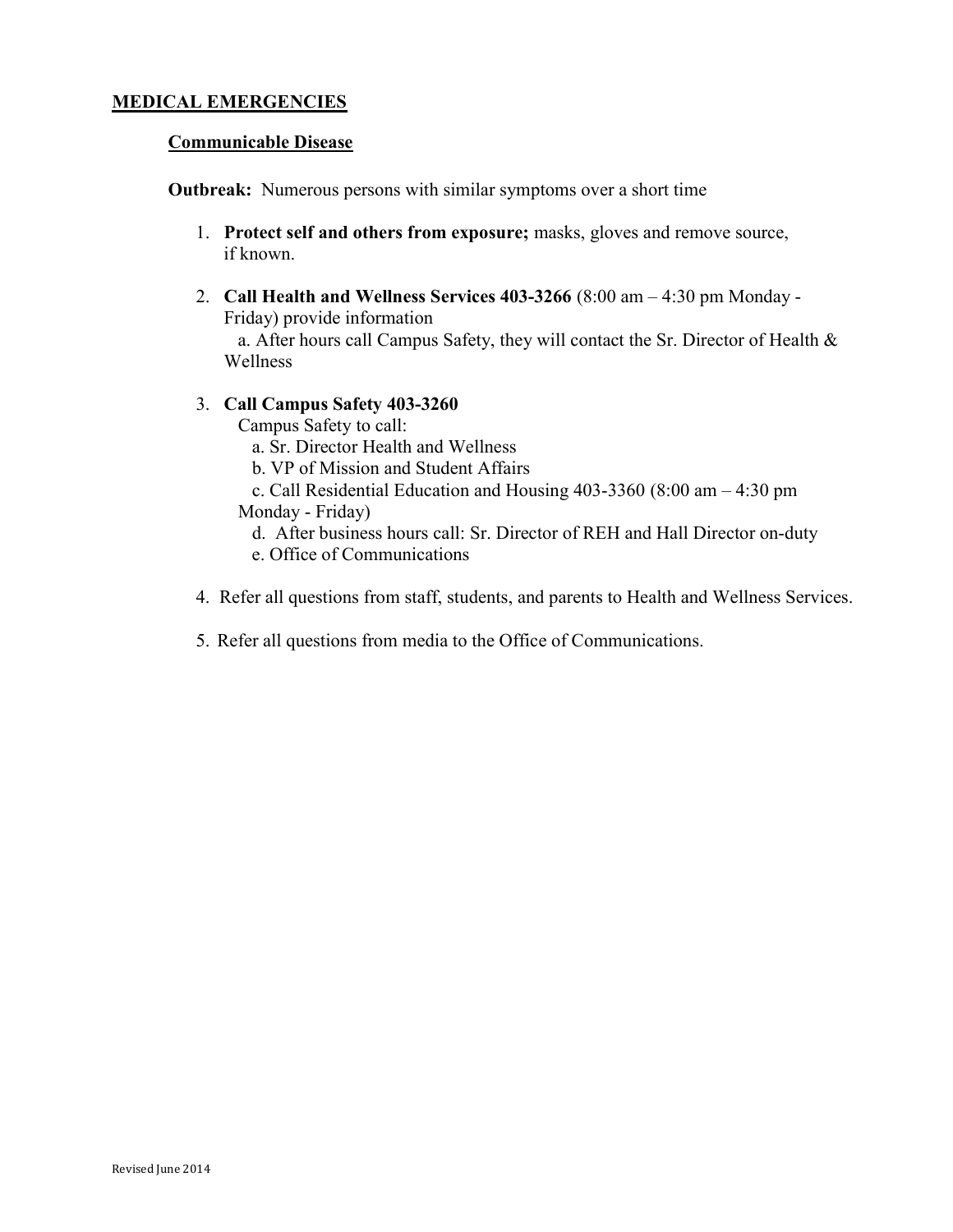## MEDICAL EMERGENCIES

### Communicable Disease

**Outbreak:** Numerous persons with similar symptoms over a short time

1. **Protect self and others from exposure;** masks, gloves and remove source, if known.

2. **Call Health and Wellness Services 403-3266** (8:00 am – 4:30 pm Monday - Friday) provide information
   a. After hours call Campus Safety, they will contact the Sr. Director of Health & Wellness

3. **Call Campus Safety 403-3260**
   Campus Safety to call:
   a. Sr. Director Health and Wellness
   b. VP of Mission and Student Affairs
   c. Call Residential Education and Housing 403-3360 (8:00 am – 4:30 pm Monday - Friday)
   d. After business hours call: Sr. Director of REH and Hall Director on-duty
   e. Office of Communications

4. Refer all questions from staff, students, and parents to Health and Wellness Services.

5. Refer all questions from media to the Office of Communications.

Revised June 2014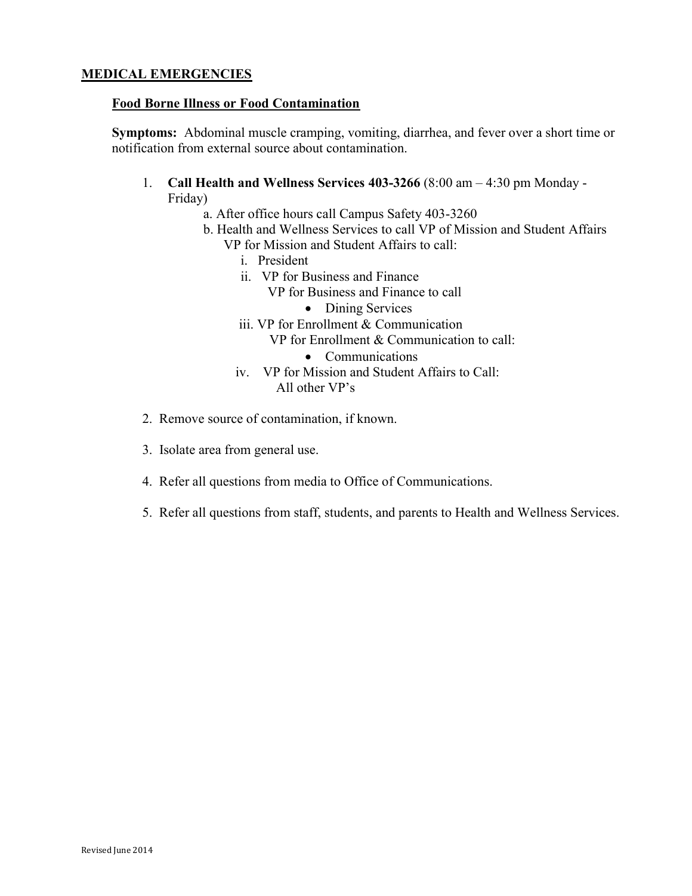## MEDICAL EMERGENCIES

### Food Borne Illness or Food Contamination

**Symptoms:** Abdominal muscle cramping, vomiting, diarrhea, and fever over a short time or notification from external source about contamination.

1. **Call Health and Wellness Services 403-3266** (8:00 am – 4:30 pm Monday - Friday)
   a. After office hours call Campus Safety 403-3260
   b. Health and Wellness Services to call VP of Mission and Student Affairs
      VP for Mission and Student Affairs to call:
      i. President
      ii. VP for Business and Finance
         VP for Business and Finance to call
         - Dining Services
      iii. VP for Enrollment & Communication
         VP for Enrollment & Communication to call:
         - Communications
      iv. VP for Mission and Student Affairs to Call:
         All other VP's

2. Remove source of contamination, if known.

3. Isolate area from general use.

4. Refer all questions from media to Office of Communications.

5. Refer all questions from staff, students, and parents to Health and Wellness Services.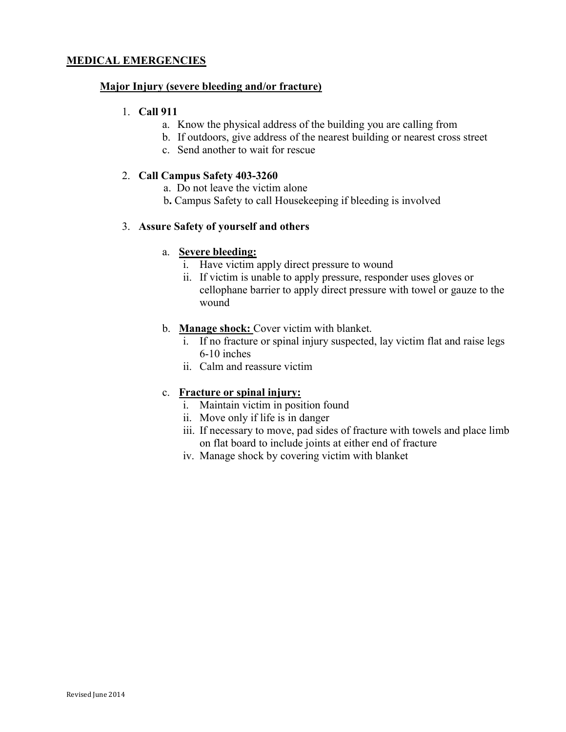## MEDICAL EMERGENCIES

### Major Injury (severe bleeding and/or fracture)

1. **Call 911**
   a. Know the physical address of the building you are calling from
   b. If outdoors, give address of the nearest building or nearest cross street
   c. Send another to wait for rescue

2. **Call Campus Safety 403-3260**
   a. Do not leave the victim alone
   b. Campus Safety to call Housekeeping if bleeding is involved

3. **Assure Safety of yourself and others**

   a. **Severe bleeding:**
      i. Have victim apply direct pressure to wound
      ii. If victim is unable to apply pressure, responder uses gloves or cellophane barrier to apply direct pressure with towel or gauze to the wound

   b. **Manage shock:** Cover victim with blanket.
      i. If no fracture or spinal injury suspected, lay victim flat and raise legs 6-10 inches
      ii. Calm and reassure victim

   c. **Fracture or spinal injury:**
      i. Maintain victim in position found
      ii. Move only if life is in danger
      iii. If necessary to move, pad sides of fracture with towels and place limb on flat board to include joints at either end of fracture
      iv. Manage shock by covering victim with blanket

Revised June 2014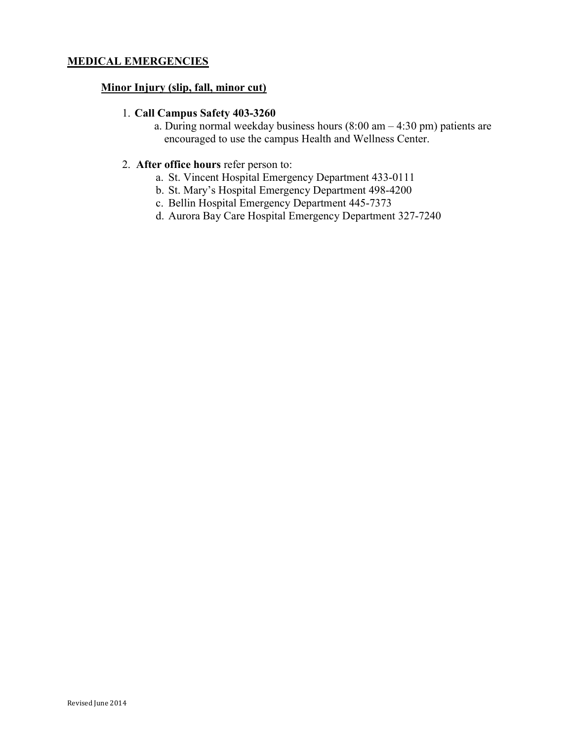**MEDICAL EMERGENCIES**

**Minor Injury (slip, fall, minor cut)**

1. **Call Campus Safety 403-3260**
   a. During normal weekday business hours (8:00 am – 4:30 pm) patients are encouraged to use the campus Health and Wellness Center.

2. **After office hours** refer person to:
   a. St. Vincent Hospital Emergency Department 433-0111
   b. St. Mary's Hospital Emergency Department 498-4200
   c. Bellin Hospital Emergency Department 445-7373
   d. Aurora Bay Care Hospital Emergency Department 327-7240

Revised June 2014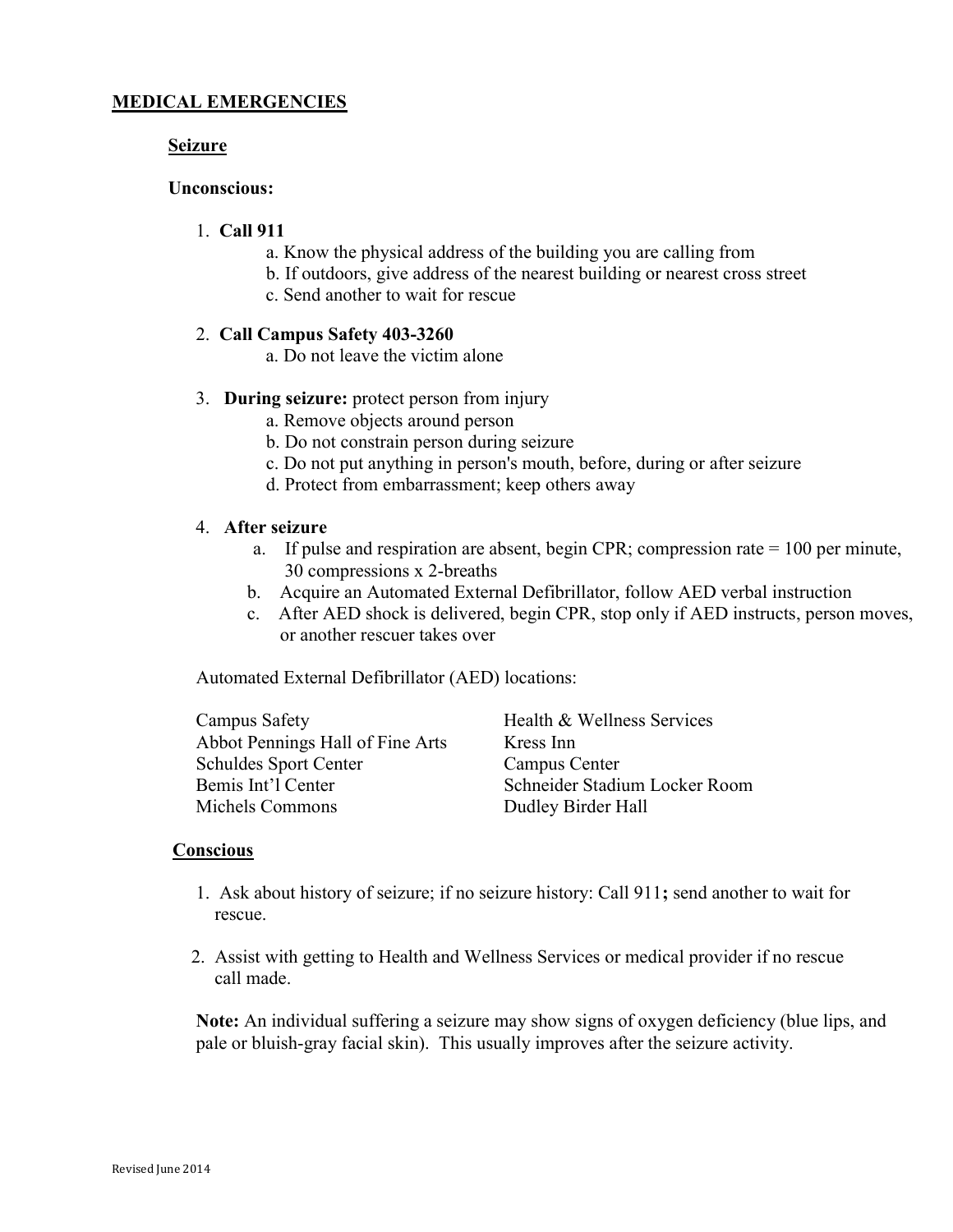## MEDICAL EMERGENCIES

### Seizure

**Unconscious:**

1. **Call 911**
   a. Know the physical address of the building you are calling from
   b. If outdoors, give address of the nearest building or nearest cross street
   c. Send another to wait for rescue

2. **Call Campus Safety 403-3260**
   a. Do not leave the victim alone

3. **During seizure:** protect person from injury
   a. Remove objects around person
   b. Do not constrain person during seizure
   c. Do not put anything in person's mouth, before, during or after seizure
   d. Protect from embarrassment; keep others away

4. **After seizure**
   a. If pulse and respiration are absent, begin CPR; compression rate = 100 per minute, 30 compressions x 2-breaths
   b. Acquire an Automated External Defibrillator, follow AED verbal instruction
   c. After AED shock is delivered, begin CPR, stop only if AED instructs, person moves, or another rescuer takes over

Automated External Defibrillator (AED) locations:

| | |
|---|---|
| Campus Safety | Health & Wellness Services |
| Abbot Pennings Hall of Fine Arts | Kress Inn |
| Schuldes Sport Center | Campus Center |
| Bemis Int'l Center | Schneider Stadium Locker Room |
| Michels Commons | Dudley Birder Hall |

### Conscious

1. Ask about history of seizure; if no seizure history: Call 911**;** send another to wait for rescue.

2. Assist with getting to Health and Wellness Services or medical provider if no rescue call made.

**Note:** An individual suffering a seizure may show signs of oxygen deficiency (blue lips, and pale or bluish-gray facial skin). This usually improves after the seizure activity.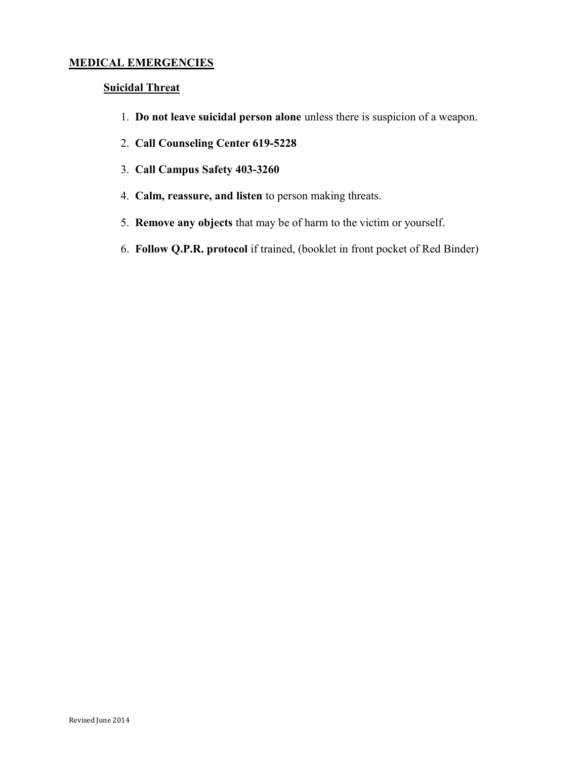# MEDICAL EMERGENCIES

## Suicidal Threat

1. **Do not leave suicidal person alone** unless there is suspicion of a weapon.
2. **Call Counseling Center 619-5228**
3. **Call Campus Safety 403-3260**
4. **Calm, reassure, and listen** to person making threats.
5. **Remove any objects** that may be of harm to the victim or yourself.
6. **Follow Q.P.R. protocol** if trained, (booklet in front pocket of Red Binder)

Revised June 2014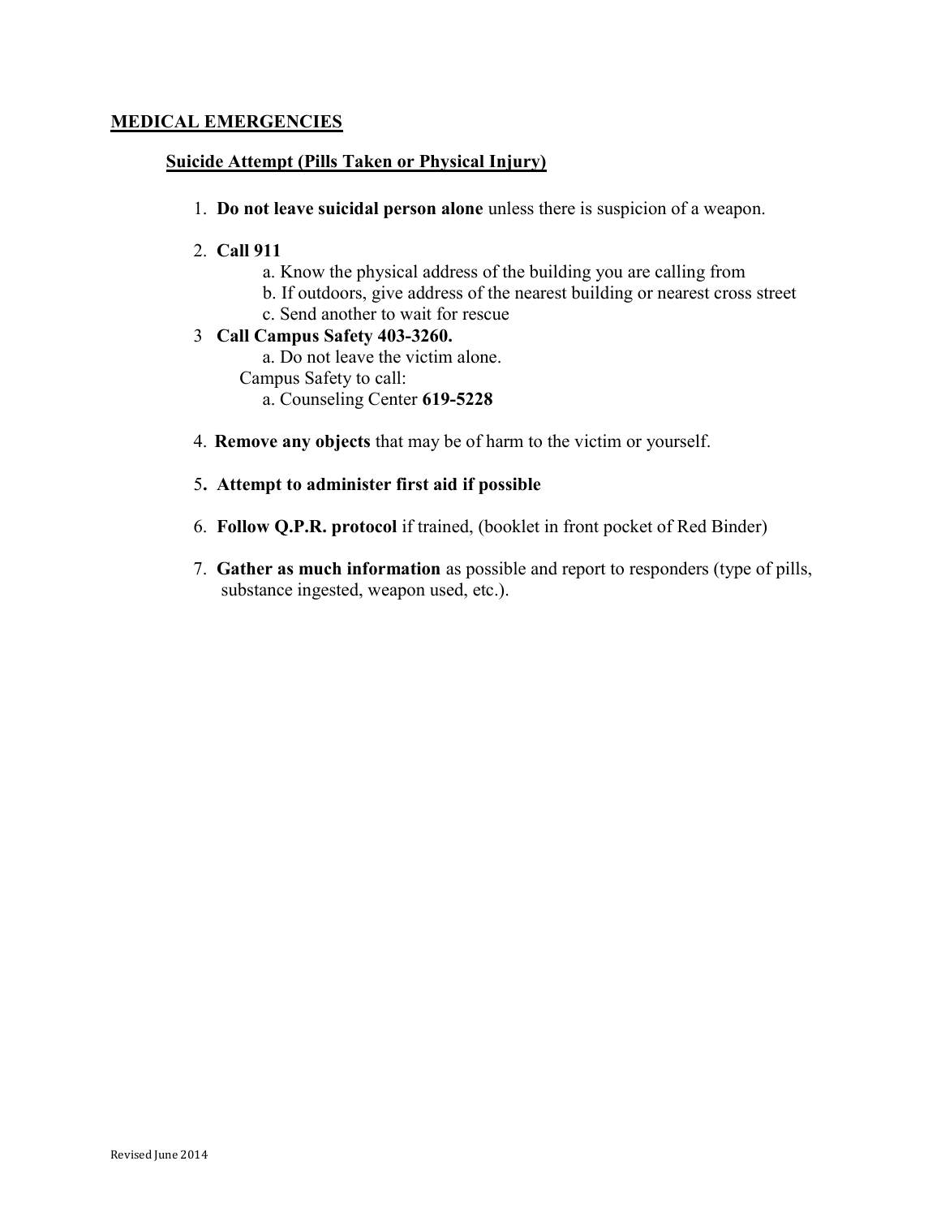## MEDICAL EMERGENCIES

### Suicide Attempt (Pills Taken or Physical Injury)

1. **Do not leave suicidal person alone** unless there is suspicion of a weapon.

2. **Call 911**
   a. Know the physical address of the building you are calling from
   b. If outdoors, give address of the nearest building or nearest cross street
   c. Send another to wait for rescue

3 **Call Campus Safety 403-3260.**
   a. Do not leave the victim alone.
   Campus Safety to call:
   a. Counseling Center **619-5228**

4. **Remove any objects** that may be of harm to the victim or yourself.

5**. Attempt to administer first aid if possible**

6. **Follow Q.P.R. protocol** if trained, (booklet in front pocket of Red Binder)

7. **Gather as much information** as possible and report to responders (type of pills, substance ingested, weapon used, etc.).

Revised June 2014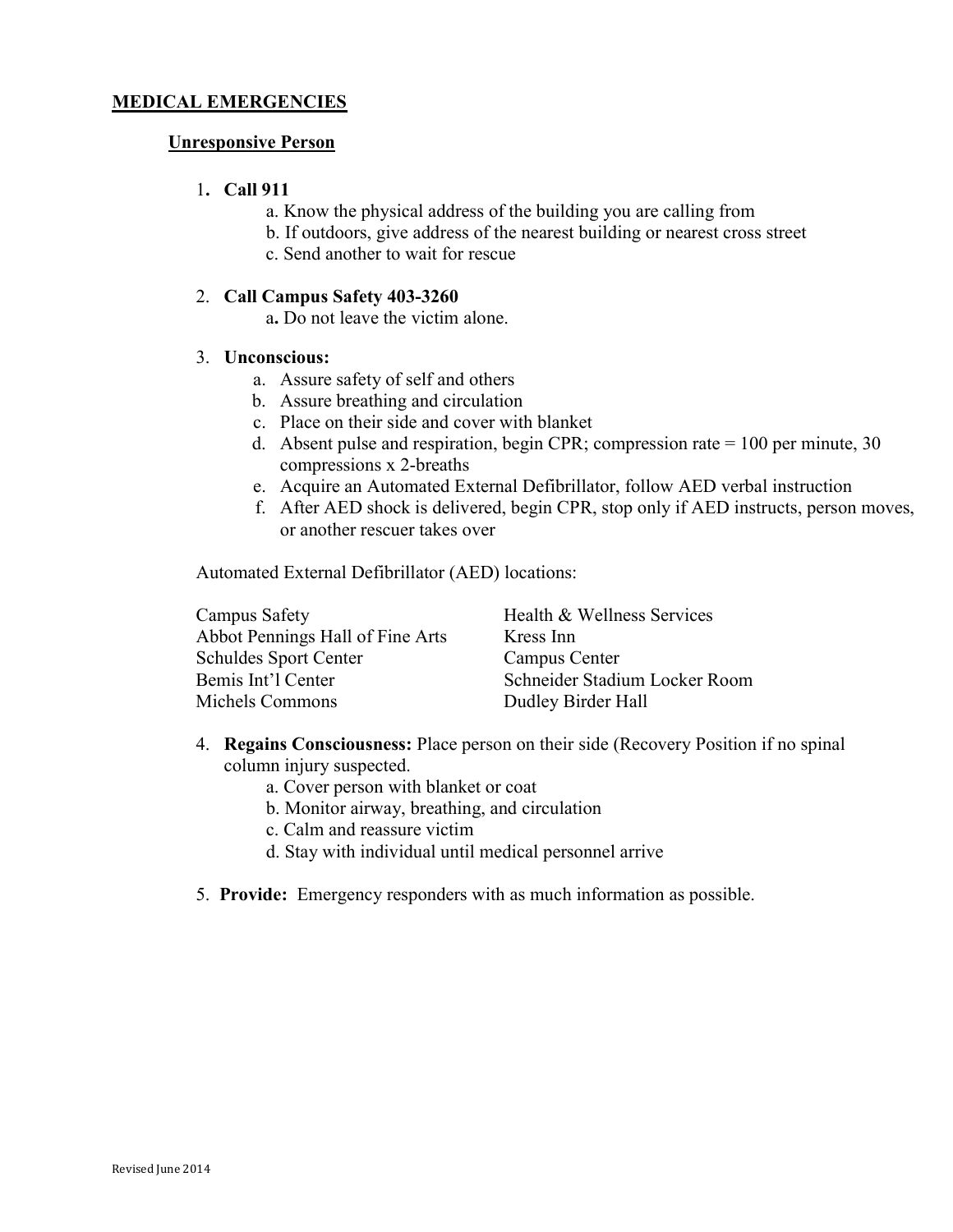## MEDICAL EMERGENCIES

### Unresponsive Person

1. **Call 911**
   a. Know the physical address of the building you are calling from
   b. If outdoors, give address of the nearest building or nearest cross street
   c. Send another to wait for rescue

2. **Call Campus Safety 403-3260**
   a. Do not leave the victim alone.

3. **Unconscious:**
   a. Assure safety of self and others
   b. Assure breathing and circulation
   c. Place on their side and cover with blanket
   d. Absent pulse and respiration, begin CPR; compression rate = 100 per minute, 30 compressions x 2-breaths
   e. Acquire an Automated External Defibrillator, follow AED verbal instruction
   f. After AED shock is delivered, begin CPR, stop only if AED instructs, person moves, or another rescuer takes over

Automated External Defibrillator (AED) locations:

| | |
|---|---|
| Campus Safety | Health & Wellness Services |
| Abbot Pennings Hall of Fine Arts | Kress Inn |
| Schuldes Sport Center | Campus Center |
| Bemis Int'l Center | Schneider Stadium Locker Room |
| Michels Commons | Dudley Birder Hall |

4. **Regains Consciousness:** Place person on their side (Recovery Position if no spinal column injury suspected.
   a. Cover person with blanket or coat
   b. Monitor airway, breathing, and circulation
   c. Calm and reassure victim
   d. Stay with individual until medical personnel arrive

5. **Provide:** Emergency responders with as much information as possible.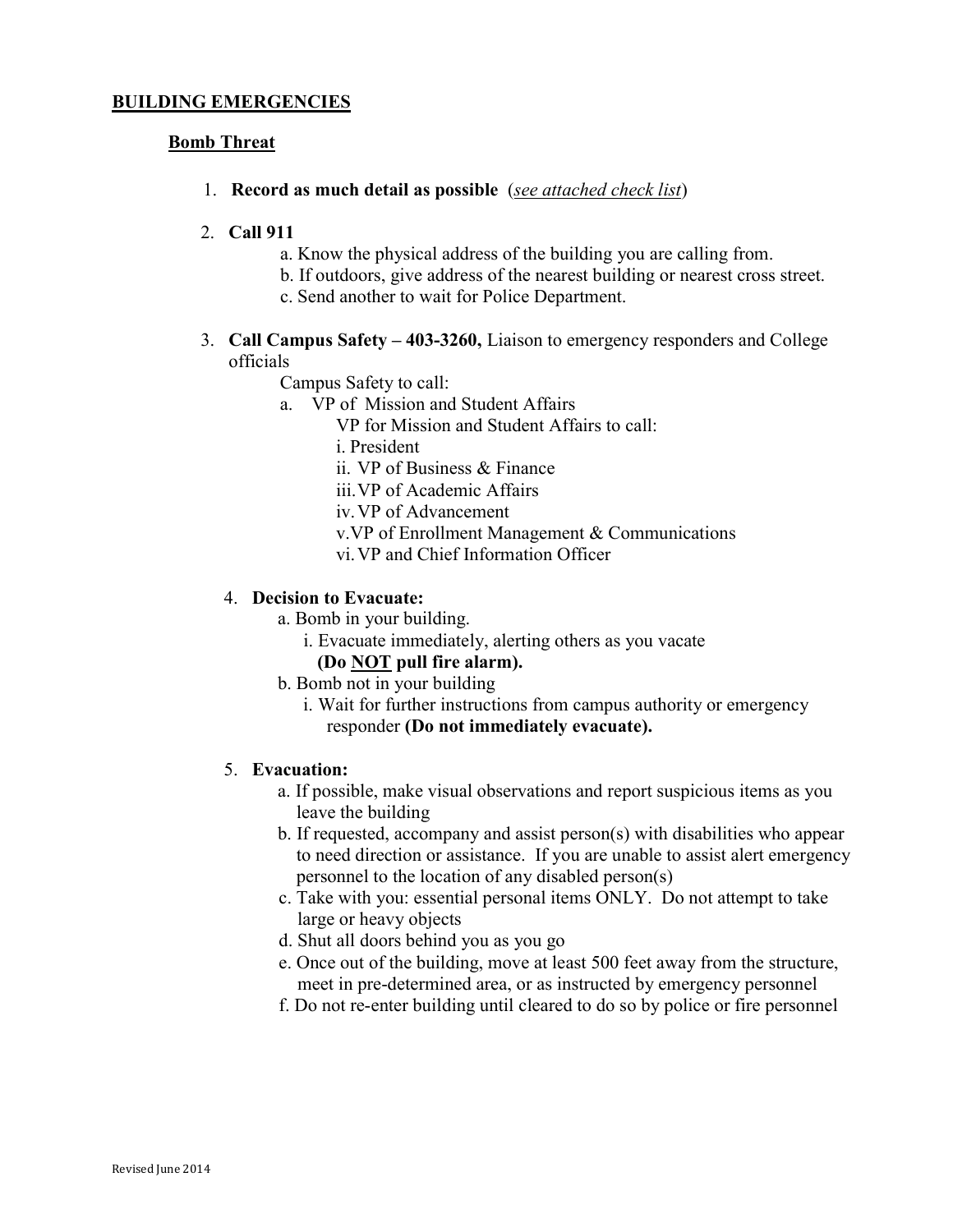## BUILDING EMERGENCIES

### Bomb Threat

1. **Record as much detail as possible** (*see attached check list*)

2. **Call 911**
   a. Know the physical address of the building you are calling from.
   b. If outdoors, give address of the nearest building or nearest cross street.
   c. Send another to wait for Police Department.

3. **Call Campus Safety – 403-3260,** Liaison to emergency responders and College officials

   Campus Safety to call:

   a. VP of Mission and Student Affairs

      VP for Mission and Student Affairs to call:

      i. President
      ii. VP of Business & Finance
      iii. VP of Academic Affairs
      iv. VP of Advancement
      v. VP of Enrollment Management & Communications
      vi. VP and Chief Information Officer

4. **Decision to Evacuate:**
   a. Bomb in your building.
      i. Evacuate immediately, alerting others as you vacate **(Do NOT pull fire alarm).**
   b. Bomb not in your building
      i. Wait for further instructions from campus authority or emergency responder **(Do not immediately evacuate).**

5. **Evacuation:**
   a. If possible, make visual observations and report suspicious items as you leave the building
   b. If requested, accompany and assist person(s) with disabilities who appear to need direction or assistance. If you are unable to assist alert emergency personnel to the location of any disabled person(s)
   c. Take with you: essential personal items ONLY. Do not attempt to take large or heavy objects
   d. Shut all doors behind you as you go
   e. Once out of the building, move at least 500 feet away from the structure, meet in pre-determined area, or as instructed by emergency personnel
   f. Do not re-enter building until cleared to do so by police or fire personnel

Revised June 2014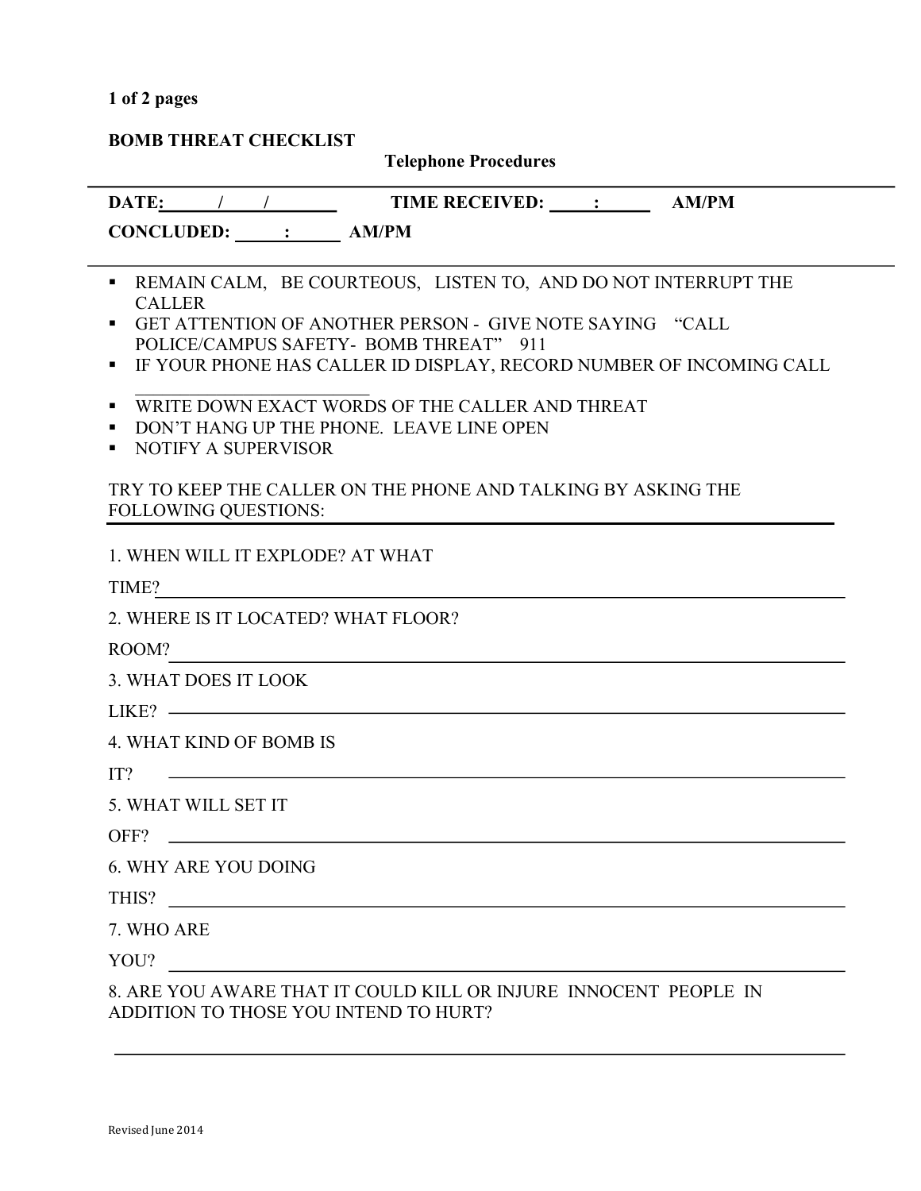**BOMB THREAT CHECKLIST**

**Telephone Procedures**

---

**DATE: ____/____/________  TIME RECEIVED: _____:______ AM/PM**

**CONCLUDED: ______:______ AM/PM**

---

- REMAIN CALM, BE COURTEOUS, LISTEN TO, AND DO NOT INTERRUPT THE CALLER
- GET ATTENTION OF ANOTHER PERSON - GIVE NOTE SAYING "CALL POLICE/CAMPUS SAFETY- BOMB THREAT" 911
- IF YOUR PHONE HAS CALLER ID DISPLAY, RECORD NUMBER OF INCOMING CALL ___________________________
- WRITE DOWN EXACT WORDS OF THE CALLER AND THREAT
- DON'T HANG UP THE PHONE. LEAVE LINE OPEN
- NOTIFY A SUPERVISOR

TRY TO KEEP THE CALLER ON THE PHONE AND TALKING BY ASKING THE FOLLOWING QUESTIONS:

1. WHEN WILL IT EXPLODE? AT WHAT TIME? ______________________________________________

2. WHERE IS IT LOCATED? WHAT FLOOR? ROOM? ______________________________________________

3. WHAT DOES IT LOOK LIKE? ______________________________________________

4. WHAT KIND OF BOMB IS IT? ______________________________________________

5. WHAT WILL SET IT OFF? ______________________________________________

6. WHY ARE YOU DOING THIS? ______________________________________________

7. WHO ARE YOU? ______________________________________________

8. ARE YOU AWARE THAT IT COULD KILL OR INJURE INNOCENT PEOPLE IN ADDITION TO THOSE YOU INTEND TO HURT?

______________________________________________

Revised June 2014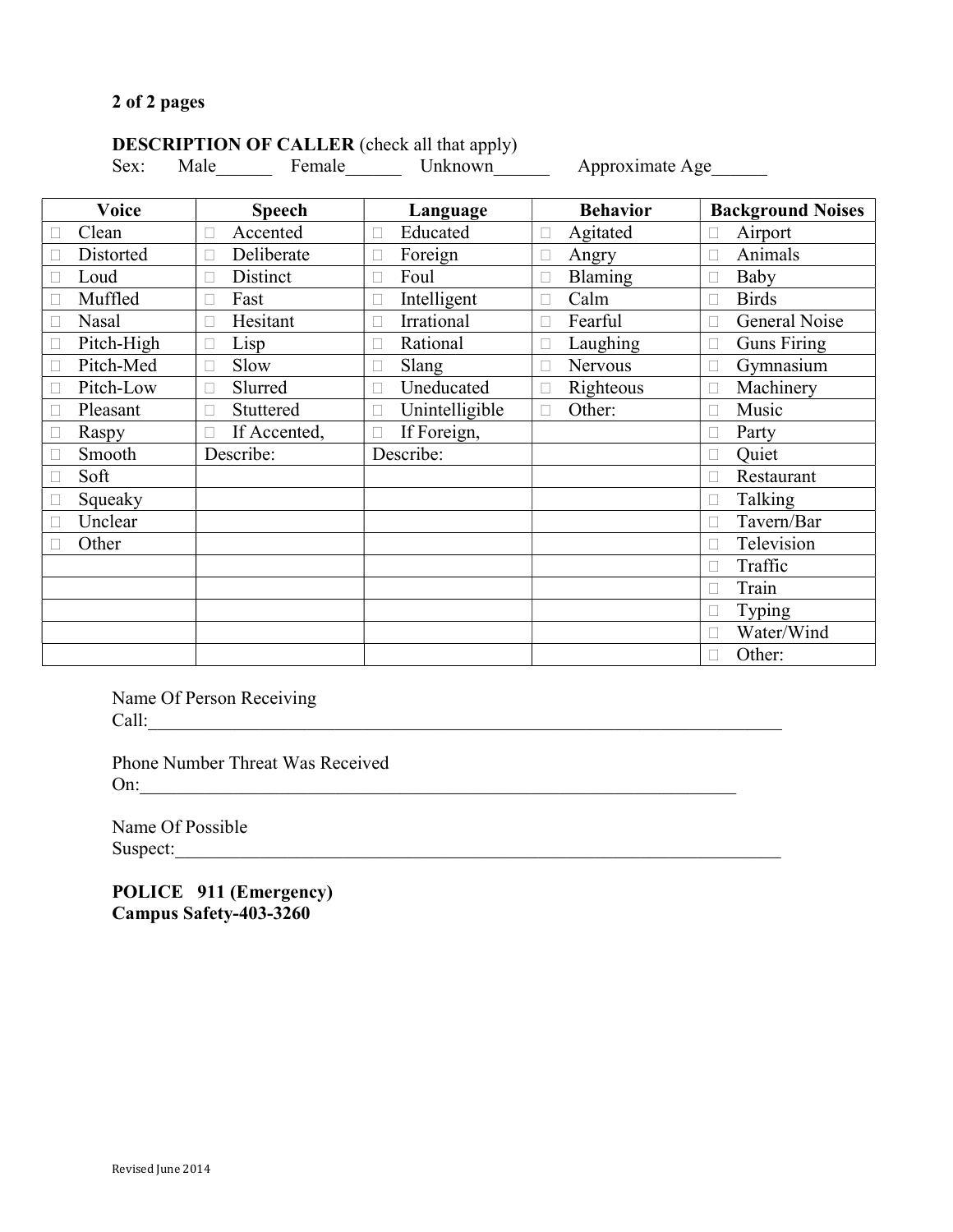**DESCRIPTION OF CALLER** (check all that apply)

Sex: Male______ Female______ Unknown______ Approximate Age______

| Voice | Speech | Language | Behavior | Background Noises |
|---|---|---|---|---|
| ☐ Clean | ☐ Accented | ☐ Educated | ☐ Agitated | ☐ Airport |
| ☐ Distorted | ☐ Deliberate | ☐ Foreign | ☐ Angry | ☐ Animals |
| ☐ Loud | ☐ Distinct | ☐ Foul | ☐ Blaming | ☐ Baby |
| ☐ Muffled | ☐ Fast | ☐ Intelligent | ☐ Calm | ☐ Birds |
| ☐ Nasal | ☐ Hesitant | ☐ Irrational | ☐ Fearful | ☐ General Noise |
| ☐ Pitch-High | ☐ Lisp | ☐ Rational | ☐ Laughing | ☐ Guns Firing |
| ☐ Pitch-Med | ☐ Slow | ☐ Slang | ☐ Nervous | ☐ Gymnasium |
| ☐ Pitch-Low | ☐ Slurred | ☐ Uneducated | ☐ Righteous | ☐ Machinery |
| ☐ Pleasant | ☐ Stuttered | ☐ Unintelligible | ☐ Other: | ☐ Music |
| ☐ Raspy | ☐ If Accented, | ☐ If Foreign, | | ☐ Party |
| ☐ Smooth | Describe: | Describe: | | ☐ Quiet |
| ☐ Soft | | | | ☐ Restaurant |
| ☐ Squeaky | | | | ☐ Talking |
| ☐ Unclear | | | | ☐ Tavern/Bar |
| ☐ Other | | | | ☐ Television |
| | | | | ☐ Traffic |
| | | | | ☐ Train |
| | | | | ☐ Typing |
| | | | | ☐ Water/Wind |
| | | | | ☐ Other: |

Name Of Person Receiving Call:_______________________________________________

Phone Number Threat Was Received On:_______________________________________________

Name Of Possible Suspect:_______________________________________________

**POLICE 911 (Emergency)**
**Campus Safety-403-3260**

Revised June 2014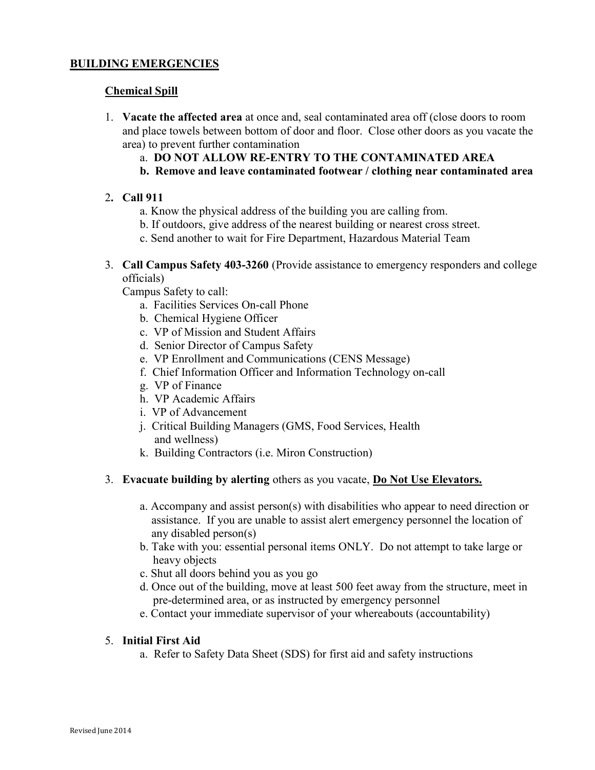## BUILDING EMERGENCIES

### Chemical Spill

1. **Vacate the affected area** at once and, seal contaminated area off (close doors to room and place towels between bottom of door and floor. Close other doors as you vacate the area) to prevent further contamination
   a. **DO NOT ALLOW RE-ENTRY TO THE CONTAMINATED AREA**
   b. **Remove and leave contaminated footwear / clothing near contaminated area**

2. **Call 911**
   a. Know the physical address of the building you are calling from.
   b. If outdoors, give address of the nearest building or nearest cross street.
   c. Send another to wait for Fire Department, Hazardous Material Team

3. **Call Campus Safety 403-3260** (Provide assistance to emergency responders and college officials)
   Campus Safety to call:
   a. Facilities Services On-call Phone
   b. Chemical Hygiene Officer
   c. VP of Mission and Student Affairs
   d. Senior Director of Campus Safety
   e. VP Enrollment and Communications (CENS Message)
   f. Chief Information Officer and Information Technology on-call
   g. VP of Finance
   h. VP Academic Affairs
   i. VP of Advancement
   j. Critical Building Managers (GMS, Food Services, Health and wellness)
   k. Building Contractors (i.e. Miron Construction)

3. **Evacuate building by alerting** others as you vacate, **<u>Do Not Use Elevators.</u>**
   a. Accompany and assist person(s) with disabilities who appear to need direction or assistance. If you are unable to assist alert emergency personnel the location of any disabled person(s)
   b. Take with you: essential personal items ONLY. Do not attempt to take large or heavy objects
   c. Shut all doors behind you as you go
   d. Once out of the building, move at least 500 feet away from the structure, meet in pre-determined area, or as instructed by emergency personnel
   e. Contact your immediate supervisor of your whereabouts (accountability)

5. **Initial First Aid**
   a. Refer to Safety Data Sheet (SDS) for first aid and safety instructions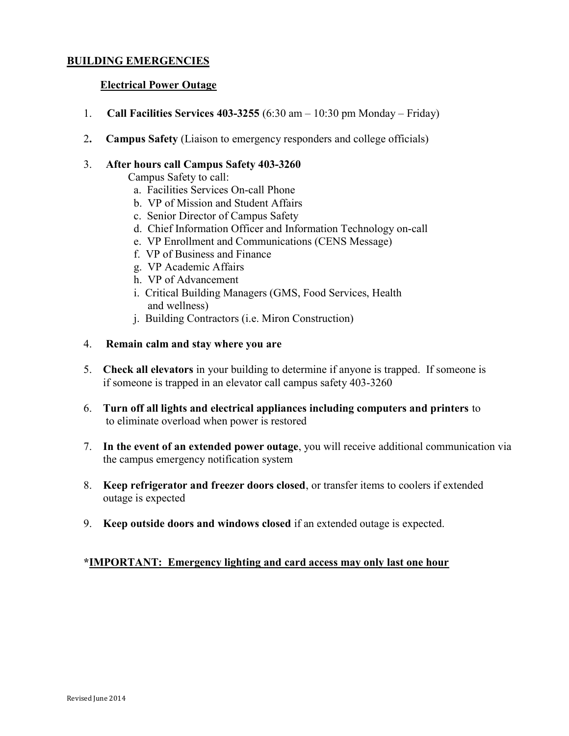## BUILDING EMERGENCIES

### Electrical Power Outage

1. **Call Facilities Services 403-3255** (6:30 am – 10:30 pm Monday – Friday)

2. **Campus Safety** (Liaison to emergency responders and college officials)

3. **After hours call Campus Safety 403-3260**
   Campus Safety to call:
   a. Facilities Services On-call Phone
   b. VP of Mission and Student Affairs
   c. Senior Director of Campus Safety
   d. Chief Information Officer and Information Technology on-call
   e. VP Enrollment and Communications (CENS Message)
   f. VP of Business and Finance
   g. VP Academic Affairs
   h. VP of Advancement
   i. Critical Building Managers (GMS, Food Services, Health and wellness)
   j. Building Contractors (i.e. Miron Construction)

4. **Remain calm and stay where you are**

5. **Check all elevators** in your building to determine if anyone is trapped. If someone is if someone is trapped in an elevator call campus safety 403-3260

6. **Turn off all lights and electrical appliances including computers and printers** to to eliminate overload when power is restored

7. **In the event of an extended power outage**, you will receive additional communication via the campus emergency notification system

8. **Keep refrigerator and freezer doors closed**, or transfer items to coolers if extended outage is expected

9. **Keep outside doors and windows closed** if an extended outage is expected.

**\*IMPORTANT: Emergency lighting and card access may only last one hour**

Revised June 2014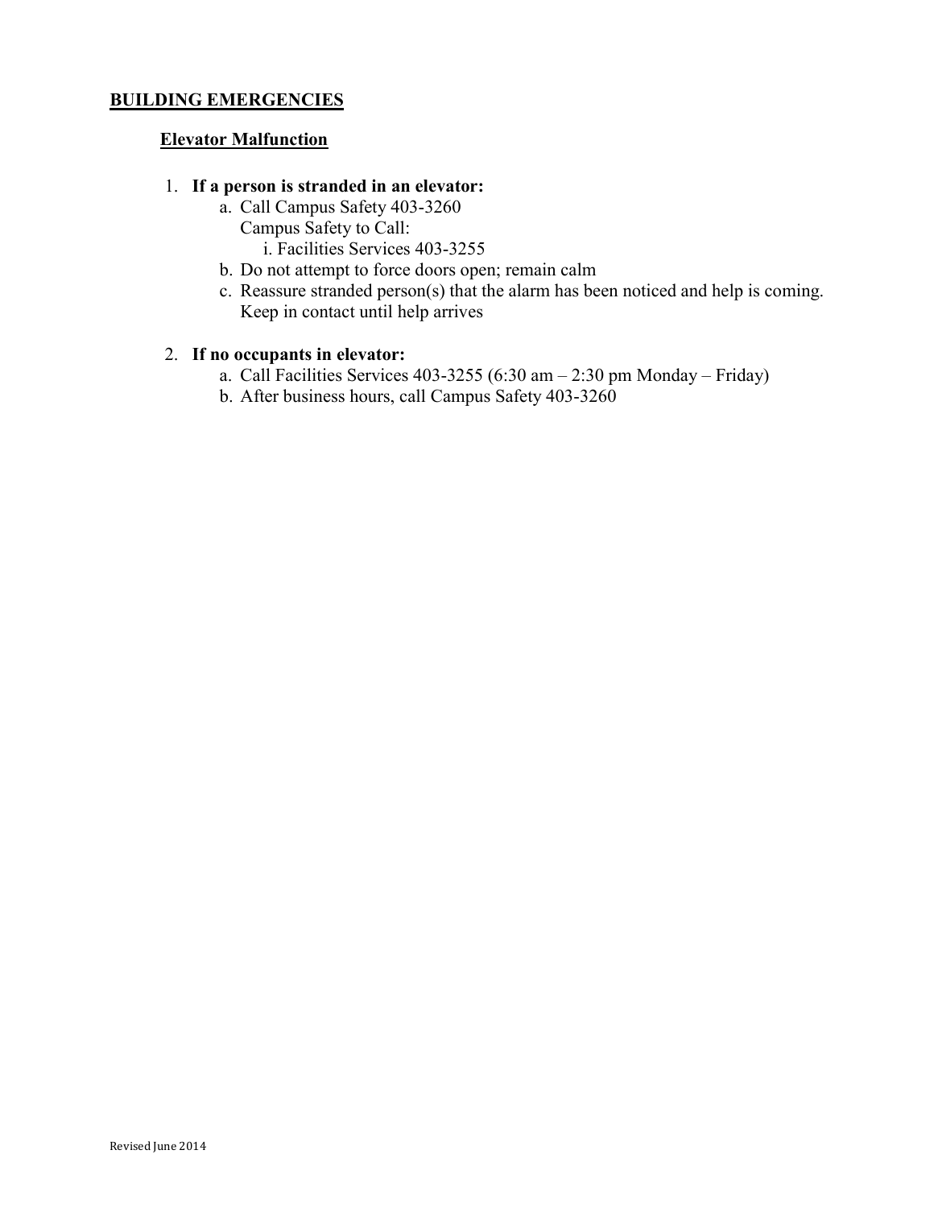## BUILDING EMERGENCIES

### Elevator Malfunction

1. **If a person is stranded in an elevator:**
   a. Call Campus Safety 403-3260
      Campus Safety to Call:
      i. Facilities Services 403-3255
   b. Do not attempt to force doors open; remain calm
   c. Reassure stranded person(s) that the alarm has been noticed and help is coming. Keep in contact until help arrives

2. **If no occupants in elevator:**
   a. Call Facilities Services 403-3255 (6:30 am – 2:30 pm Monday – Friday)
   b. After business hours, call Campus Safety 403-3260

Revised June 2014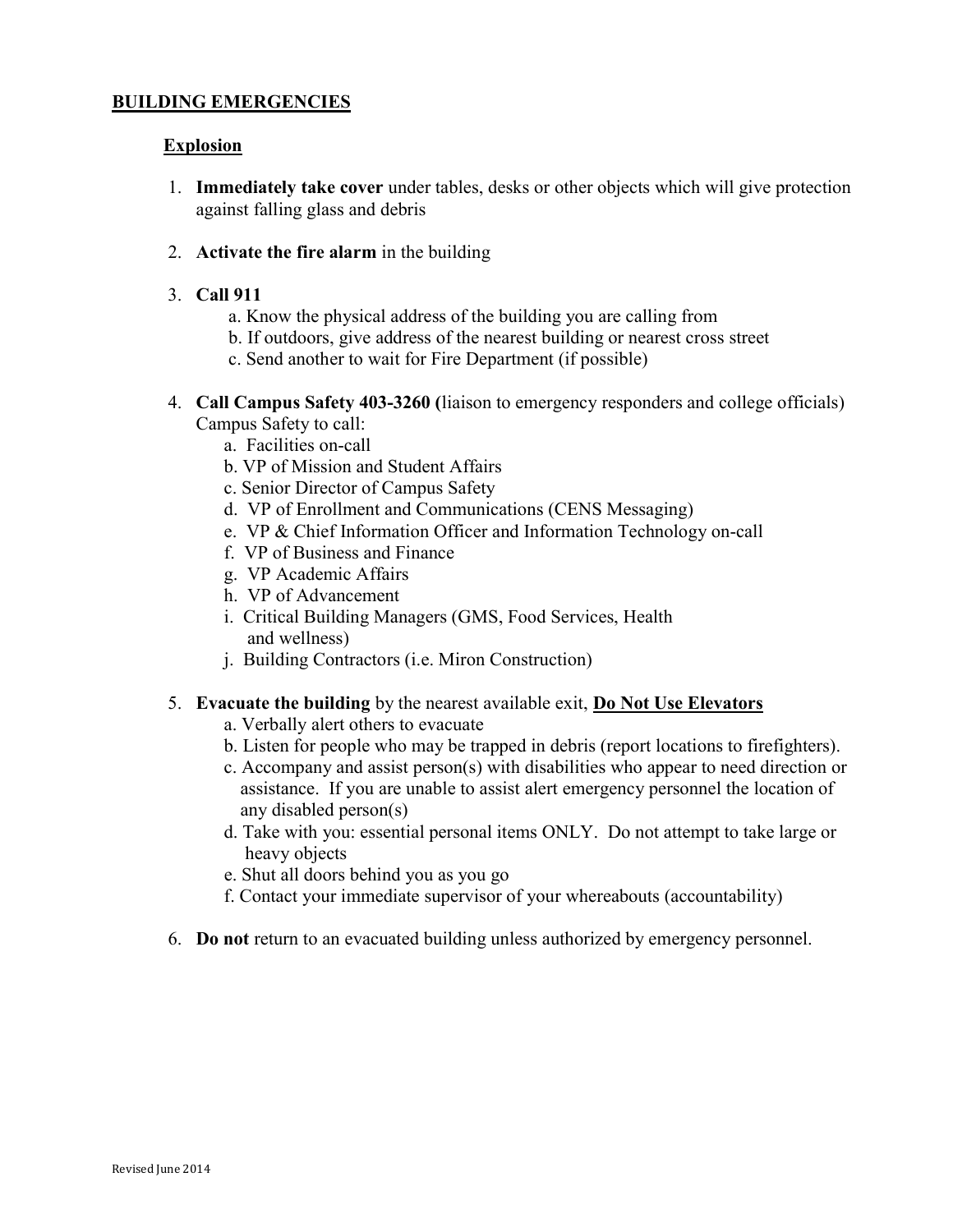## BUILDING EMERGENCIES

### Explosion

1. **Immediately take cover** under tables, desks or other objects which will give protection against falling glass and debris

2. **Activate the fire alarm** in the building

3. **Call 911**
   a. Know the physical address of the building you are calling from
   b. If outdoors, give address of the nearest building or nearest cross street
   c. Send another to wait for Fire Department (if possible)

4. **Call Campus Safety 403-3260 (**liaison to emergency responders and college officials)
   Campus Safety to call:
   a. Facilities on-call
   b. VP of Mission and Student Affairs
   c. Senior Director of Campus Safety
   d. VP of Enrollment and Communications (CENS Messaging)
   e. VP & Chief Information Officer and Information Technology on-call
   f. VP of Business and Finance
   g. VP Academic Affairs
   h. VP of Advancement
   i. Critical Building Managers (GMS, Food Services, Health and wellness)
   j. Building Contractors (i.e. Miron Construction)

5. **Evacuate the building** by the nearest available exit, **Do Not Use Elevators**
   a. Verbally alert others to evacuate
   b. Listen for people who may be trapped in debris (report locations to firefighters).
   c. Accompany and assist person(s) with disabilities who appear to need direction or assistance. If you are unable to assist alert emergency personnel the location of any disabled person(s)
   d. Take with you: essential personal items ONLY. Do not attempt to take large or heavy objects
   e. Shut all doors behind you as you go
   f. Contact your immediate supervisor of your whereabouts (accountability)

6. **Do not** return to an evacuated building unless authorized by emergency personnel.

Revised June 2014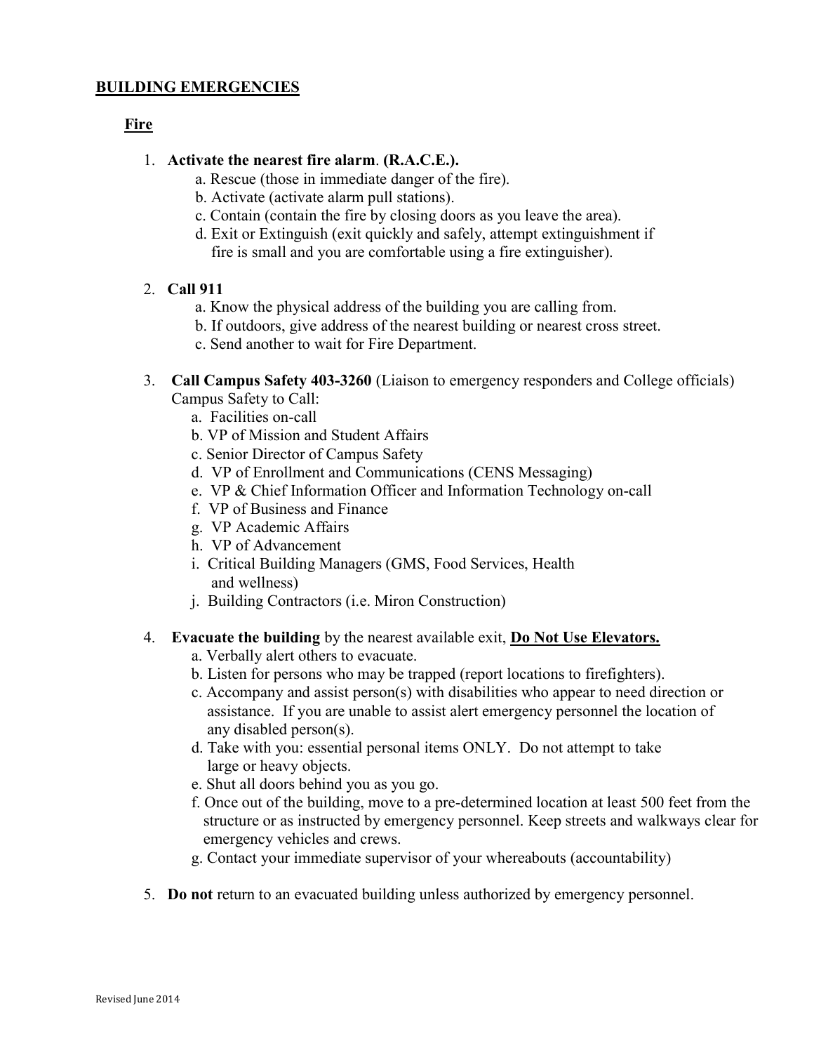## BUILDING EMERGENCIES

### Fire

1. **Activate the nearest fire alarm**. **(R.A.C.E.).**
   - a. Rescue (those in immediate danger of the fire).
   - b. Activate (activate alarm pull stations).
   - c. Contain (contain the fire by closing doors as you leave the area).
   - d. Exit or Extinguish (exit quickly and safely, attempt extinguishment if fire is small and you are comfortable using a fire extinguisher).

2. **Call 911**
   - a. Know the physical address of the building you are calling from.
   - b. If outdoors, give address of the nearest building or nearest cross street.
   - c. Send another to wait for Fire Department.

3. **Call Campus Safety 403-3260** (Liaison to emergency responders and College officials) Campus Safety to Call:
   - a. Facilities on-call
   - b. VP of Mission and Student Affairs
   - c. Senior Director of Campus Safety
   - d. VP of Enrollment and Communications (CENS Messaging)
   - e. VP & Chief Information Officer and Information Technology on-call
   - f. VP of Business and Finance
   - g. VP Academic Affairs
   - h. VP of Advancement
   - i. Critical Building Managers (GMS, Food Services, Health and wellness)
   - j. Building Contractors (i.e. Miron Construction)

4. **Evacuate the building** by the nearest available exit, **<u>Do Not Use Elevators.</u>**
   - a. Verbally alert others to evacuate.
   - b. Listen for persons who may be trapped (report locations to firefighters).
   - c. Accompany and assist person(s) with disabilities who appear to need direction or assistance. If you are unable to assist alert emergency personnel the location of any disabled person(s).
   - d. Take with you: essential personal items ONLY. Do not attempt to take large or heavy objects.
   - e. Shut all doors behind you as you go.
   - f. Once out of the building, move to a pre-determined location at least 500 feet from the structure or as instructed by emergency personnel. Keep streets and walkways clear for emergency vehicles and crews.
   - g. Contact your immediate supervisor of your whereabouts (accountability)

5. **Do not** return to an evacuated building unless authorized by emergency personnel.

Revised June 2014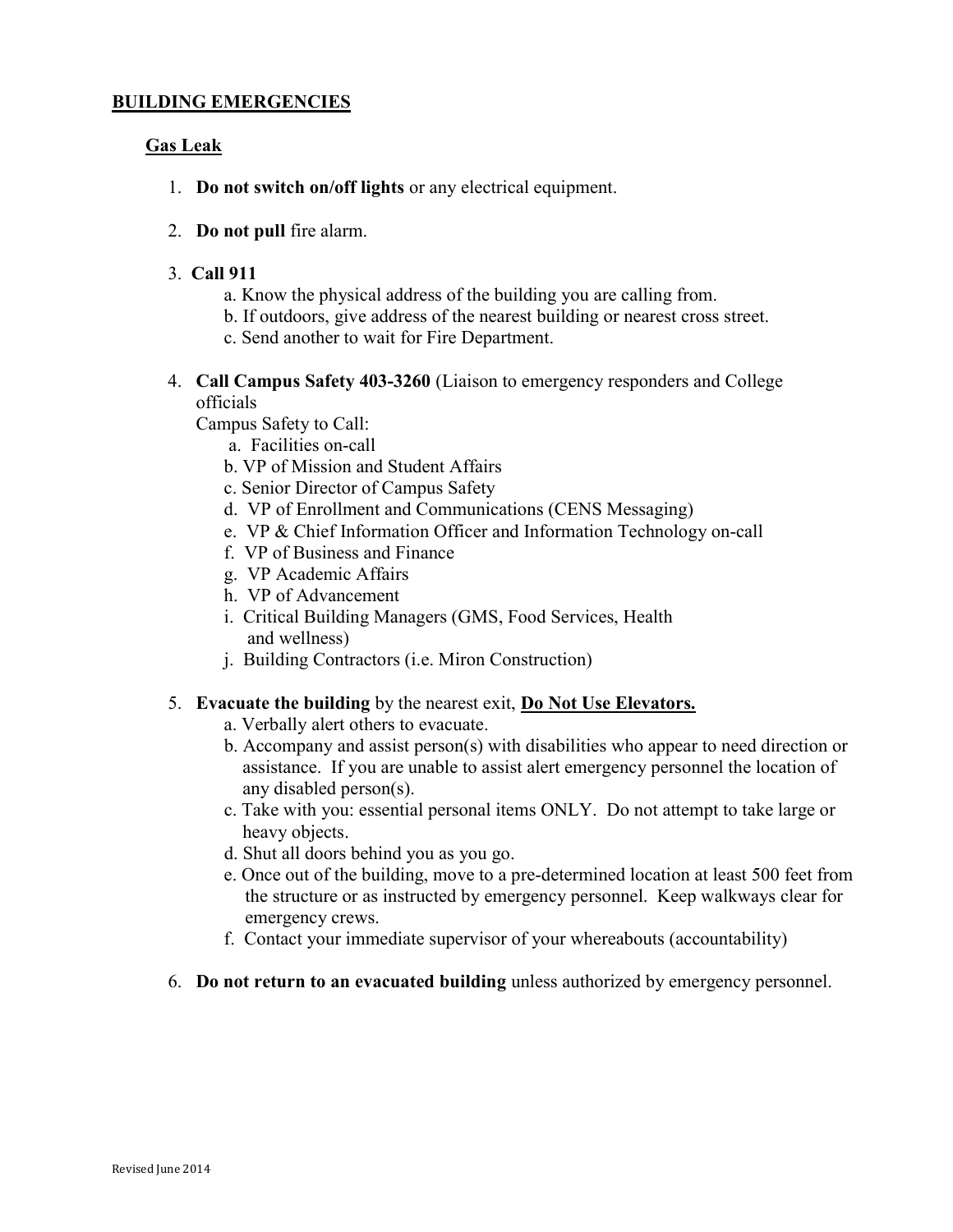## BUILDING EMERGENCIES

### Gas Leak

1. **Do not switch on/off lights** or any electrical equipment.

2. **Do not pull** fire alarm.

3. **Call 911**
   a. Know the physical address of the building you are calling from.
   b. If outdoors, give address of the nearest building or nearest cross street.
   c. Send another to wait for Fire Department.

4. **Call Campus Safety 403-3260** (Liaison to emergency responders and College officials
   Campus Safety to Call:
   a. Facilities on-call
   b. VP of Mission and Student Affairs
   c. Senior Director of Campus Safety
   d. VP of Enrollment and Communications (CENS Messaging)
   e. VP & Chief Information Officer and Information Technology on-call
   f. VP of Business and Finance
   g. VP Academic Affairs
   h. VP of Advancement
   i. Critical Building Managers (GMS, Food Services, Health and wellness)
   j. Building Contractors (i.e. Miron Construction)

5. **Evacuate the building** by the nearest exit, **<u>Do Not Use Elevators.</u>**
   a. Verbally alert others to evacuate.
   b. Accompany and assist person(s) with disabilities who appear to need direction or assistance. If you are unable to assist alert emergency personnel the location of any disabled person(s).
   c. Take with you: essential personal items ONLY. Do not attempt to take large or heavy objects.
   d. Shut all doors behind you as you go.
   e. Once out of the building, move to a pre-determined location at least 500 feet from the structure or as instructed by emergency personnel. Keep walkways clear for emergency crews.
   f. Contact your immediate supervisor of your whereabouts (accountability)

6. **Do not return to an evacuated building** unless authorized by emergency personnel.

Revised June 2014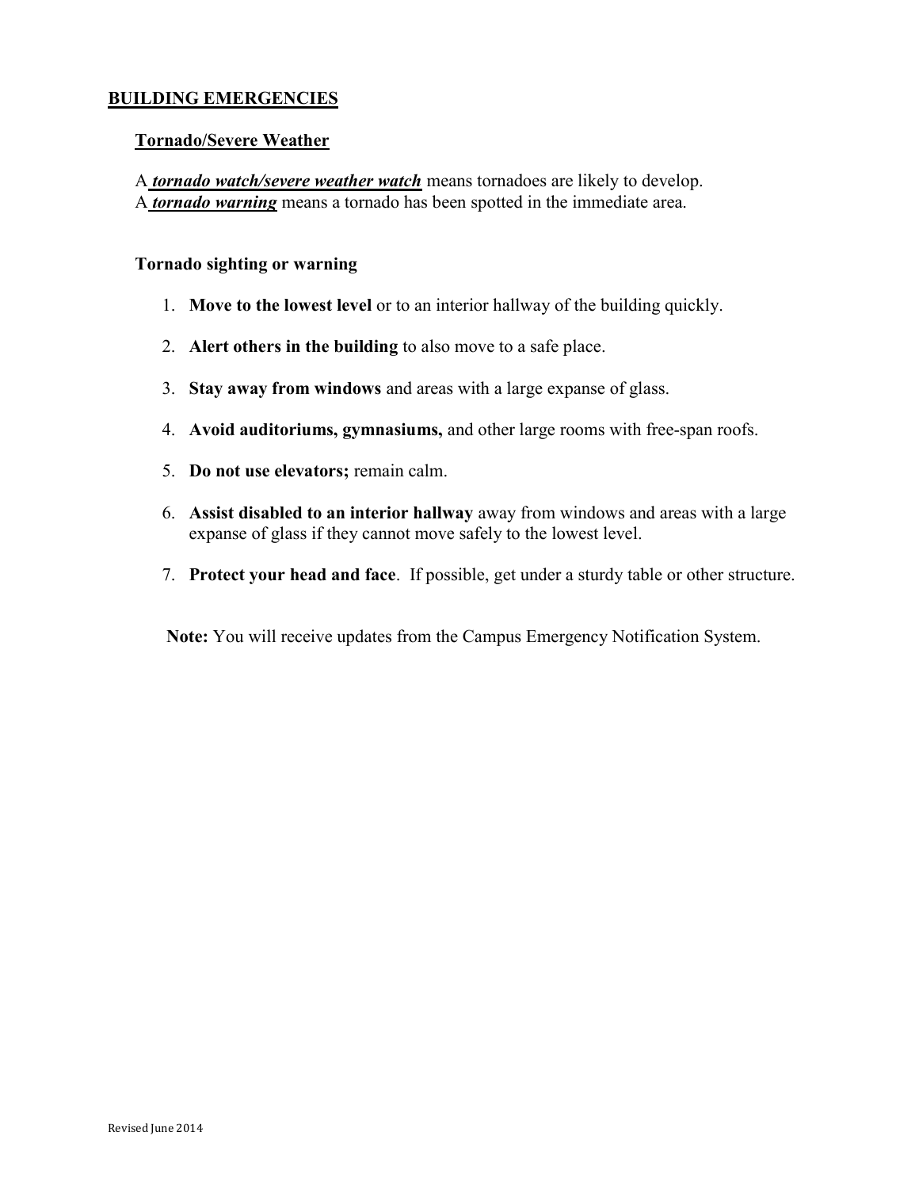## BUILDING EMERGENCIES

### Tornado/Severe Weather

A ***tornado watch/severe weather watch*** means tornadoes are likely to develop.
A ***tornado warning*** means a tornado has been spotted in the immediate area.

### Tornado sighting or warning

1. **Move to the lowest level** or to an interior hallway of the building quickly.
2. **Alert others in the building** to also move to a safe place.
3. **Stay away from windows** and areas with a large expanse of glass.
4. **Avoid auditoriums, gymnasiums,** and other large rooms with free-span roofs.
5. **Do not use elevators;** remain calm.
6. **Assist disabled to an interior hallway** away from windows and areas with a large expanse of glass if they cannot move safely to the lowest level.
7. **Protect your head and face**. If possible, get under a sturdy table or other structure.

**Note:** You will receive updates from the Campus Emergency Notification System.

Revised June 2014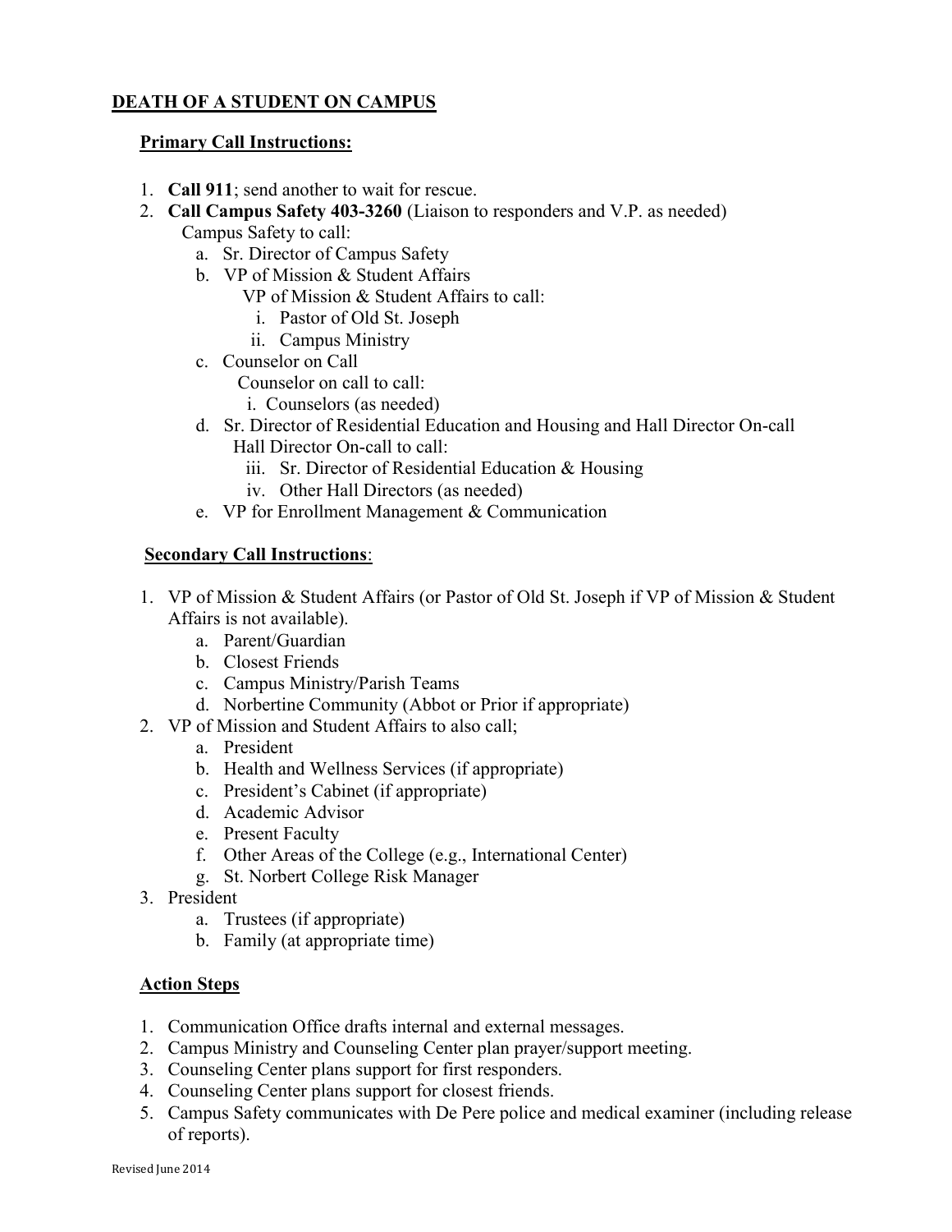## DEATH OF A STUDENT ON CAMPUS

### Primary Call Instructions:

1. **Call 911**; send another to wait for rescue.
2. **Call Campus Safety 403-3260** (Liaison to responders and V.P. as needed)
   Campus Safety to call:
   a. Sr. Director of Campus Safety
   b. VP of Mission & Student Affairs
      VP of Mission & Student Affairs to call:
      i. Pastor of Old St. Joseph
      ii. Campus Ministry
   c. Counselor on Call
      Counselor on call to call:
      i. Counselors (as needed)
   d. Sr. Director of Residential Education and Housing and Hall Director On-call
      Hall Director On-call to call:
      iii. Sr. Director of Residential Education & Housing
      iv. Other Hall Directors (as needed)
   e. VP for Enrollment Management & Communication

### Secondary Call Instructions:

1. VP of Mission & Student Affairs (or Pastor of Old St. Joseph if VP of Mission & Student Affairs is not available).
   a. Parent/Guardian
   b. Closest Friends
   c. Campus Ministry/Parish Teams
   d. Norbertine Community (Abbot or Prior if appropriate)
2. VP of Mission and Student Affairs to also call;
   a. President
   b. Health and Wellness Services (if appropriate)
   c. President's Cabinet (if appropriate)
   d. Academic Advisor
   e. Present Faculty
   f. Other Areas of the College (e.g., International Center)
   g. St. Norbert College Risk Manager
3. President
   a. Trustees (if appropriate)
   b. Family (at appropriate time)

### Action Steps

1. Communication Office drafts internal and external messages.
2. Campus Ministry and Counseling Center plan prayer/support meeting.
3. Counseling Center plans support for first responders.
4. Counseling Center plans support for closest friends.
5. Campus Safety communicates with De Pere police and medical examiner (including release of reports).

Revised June 2014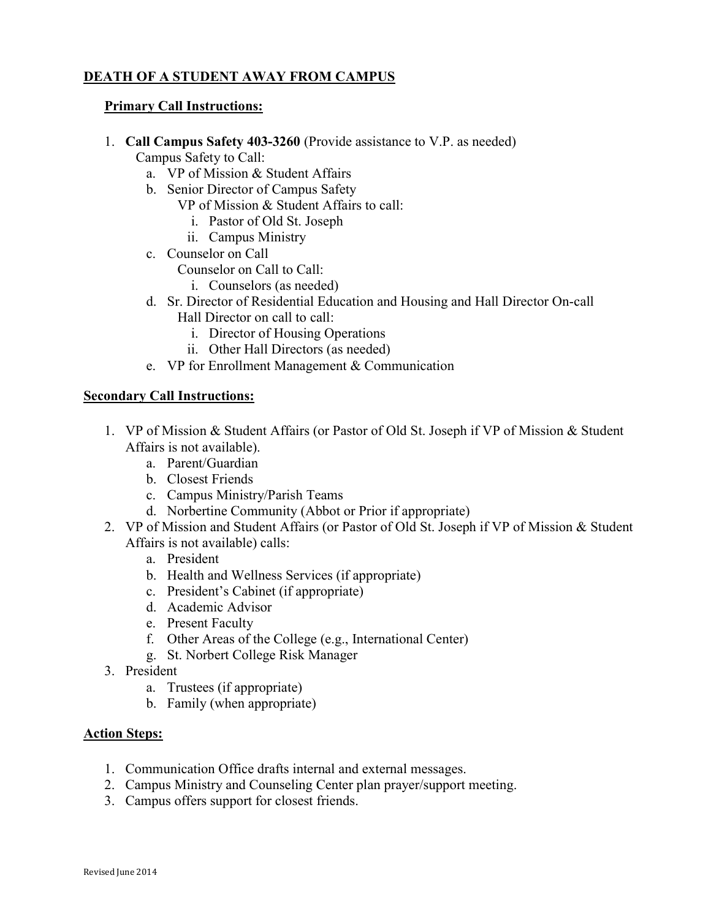## DEATH OF A STUDENT AWAY FROM CAMPUS

### Primary Call Instructions:

1. **Call Campus Safety 403-3260** (Provide assistance to V.P. as needed)
   Campus Safety to Call:
   a. VP of Mission & Student Affairs
   b. Senior Director of Campus Safety
      VP of Mission & Student Affairs to call:
      i. Pastor of Old St. Joseph
      ii. Campus Ministry
   c. Counselor on Call
      Counselor on Call to Call:
      i. Counselors (as needed)
   d. Sr. Director of Residential Education and Housing and Hall Director On-call
      Hall Director on call to call:
      i. Director of Housing Operations
      ii. Other Hall Directors (as needed)
   e. VP for Enrollment Management & Communication

### Secondary Call Instructions:

1. VP of Mission & Student Affairs (or Pastor of Old St. Joseph if VP of Mission & Student Affairs is not available).
   a. Parent/Guardian
   b. Closest Friends
   c. Campus Ministry/Parish Teams
   d. Norbertine Community (Abbot or Prior if appropriate)
2. VP of Mission and Student Affairs (or Pastor of Old St. Joseph if VP of Mission & Student Affairs is not available) calls:
   a. President
   b. Health and Wellness Services (if appropriate)
   c. President's Cabinet (if appropriate)
   d. Academic Advisor
   e. Present Faculty
   f. Other Areas of the College (e.g., International Center)
   g. St. Norbert College Risk Manager
3. President
   a. Trustees (if appropriate)
   b. Family (when appropriate)

### Action Steps:

1. Communication Office drafts internal and external messages.
2. Campus Ministry and Counseling Center plan prayer/support meeting.
3. Campus offers support for closest friends.

Revised June 2014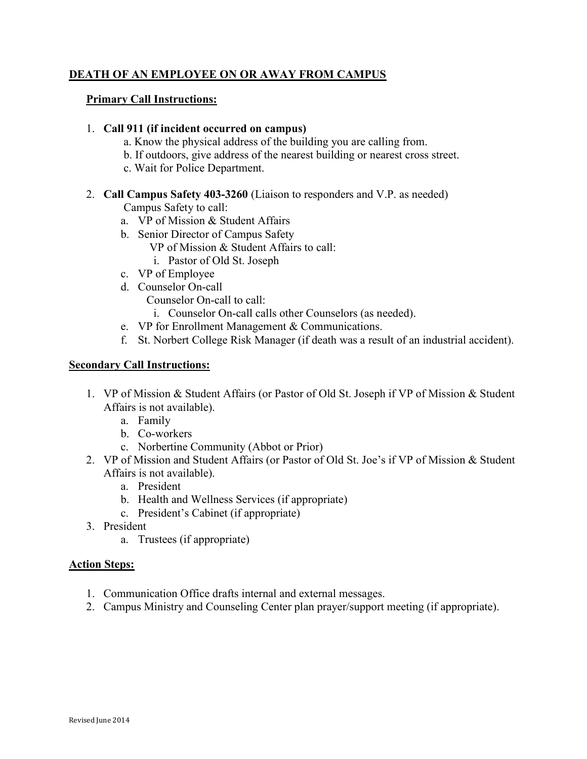## DEATH OF AN EMPLOYEE ON OR AWAY FROM CAMPUS

### Primary Call Instructions:

1. **Call 911 (if incident occurred on campus)**
   a. Know the physical address of the building you are calling from.
   b. If outdoors, give address of the nearest building or nearest cross street.
   c. Wait for Police Department.

2. **Call Campus Safety 403-3260** (Liaison to responders and V.P. as needed)
   Campus Safety to call:
   a. VP of Mission & Student Affairs
   b. Senior Director of Campus Safety
      VP of Mission & Student Affairs to call:
      i. Pastor of Old St. Joseph
   c. VP of Employee
   d. Counselor On-call
      Counselor On-call to call:
      i. Counselor On-call calls other Counselors (as needed).
   e. VP for Enrollment Management & Communications.
   f. St. Norbert College Risk Manager (if death was a result of an industrial accident).

### Secondary Call Instructions:

1. VP of Mission & Student Affairs (or Pastor of Old St. Joseph if VP of Mission & Student Affairs is not available).
   a. Family
   b. Co-workers
   c. Norbertine Community (Abbot or Prior)
2. VP of Mission and Student Affairs (or Pastor of Old St. Joe's if VP of Mission & Student Affairs is not available).
   a. President
   b. Health and Wellness Services (if appropriate)
   c. President's Cabinet (if appropriate)
3. President
   a. Trustees (if appropriate)

### Action Steps:

1. Communication Office drafts internal and external messages.
2. Campus Ministry and Counseling Center plan prayer/support meeting (if appropriate).

Revised June 2014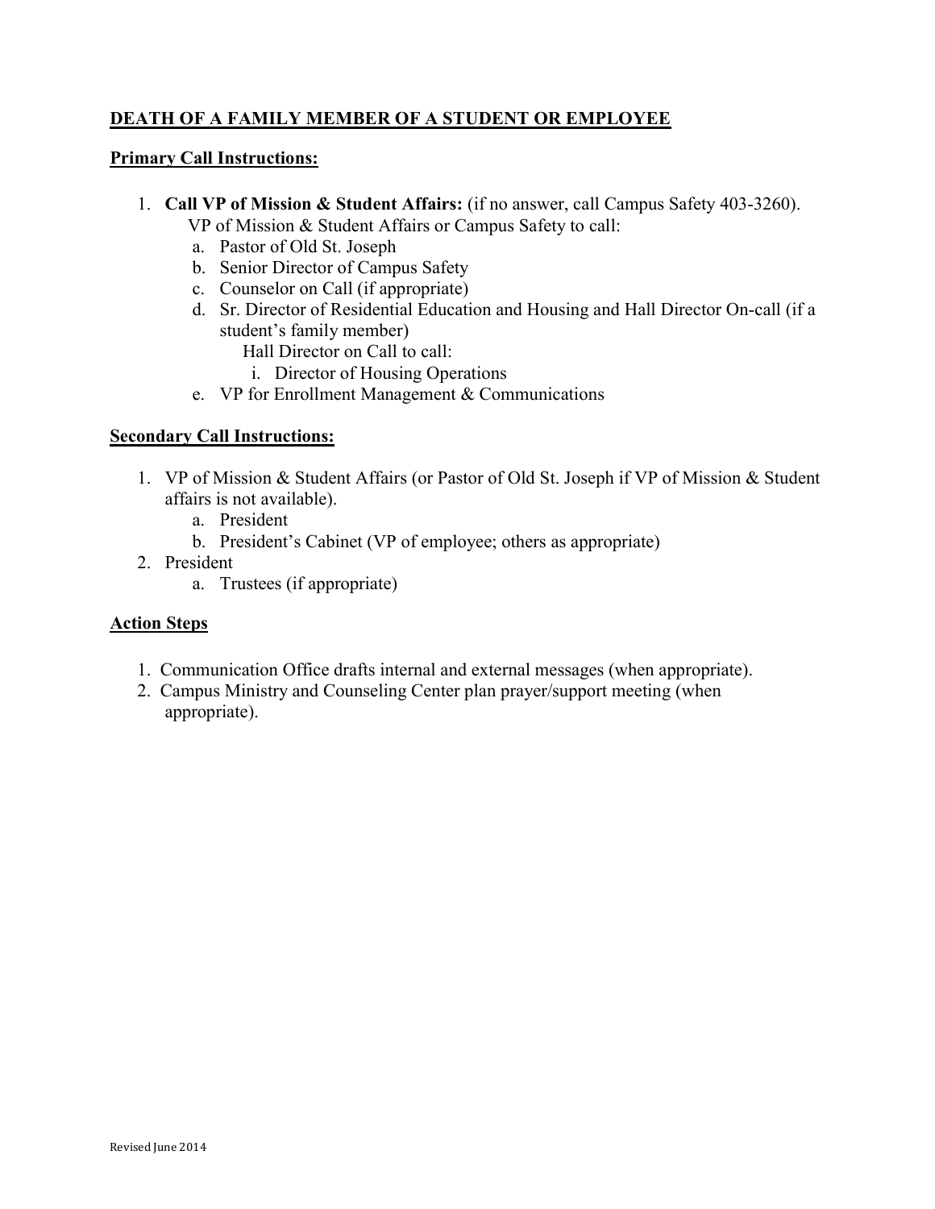## DEATH OF A FAMILY MEMBER OF A STUDENT OR EMPLOYEE

### Primary Call Instructions:

1. **Call VP of Mission & Student Affairs:** (if no answer, call Campus Safety 403-3260).
   VP of Mission & Student Affairs or Campus Safety to call:
   a. Pastor of Old St. Joseph
   b. Senior Director of Campus Safety
   c. Counselor on Call (if appropriate)
   d. Sr. Director of Residential Education and Housing and Hall Director On-call (if a student's family member)
      Hall Director on Call to call:
      i. Director of Housing Operations
   e. VP for Enrollment Management & Communications

### Secondary Call Instructions:

1. VP of Mission & Student Affairs (or Pastor of Old St. Joseph if VP of Mission & Student affairs is not available).
   a. President
   b. President's Cabinet (VP of employee; others as appropriate)
2. President
   a. Trustees (if appropriate)

### Action Steps

1. Communication Office drafts internal and external messages (when appropriate).
2. Campus Ministry and Counseling Center plan prayer/support meeting (when appropriate).

Revised June 2014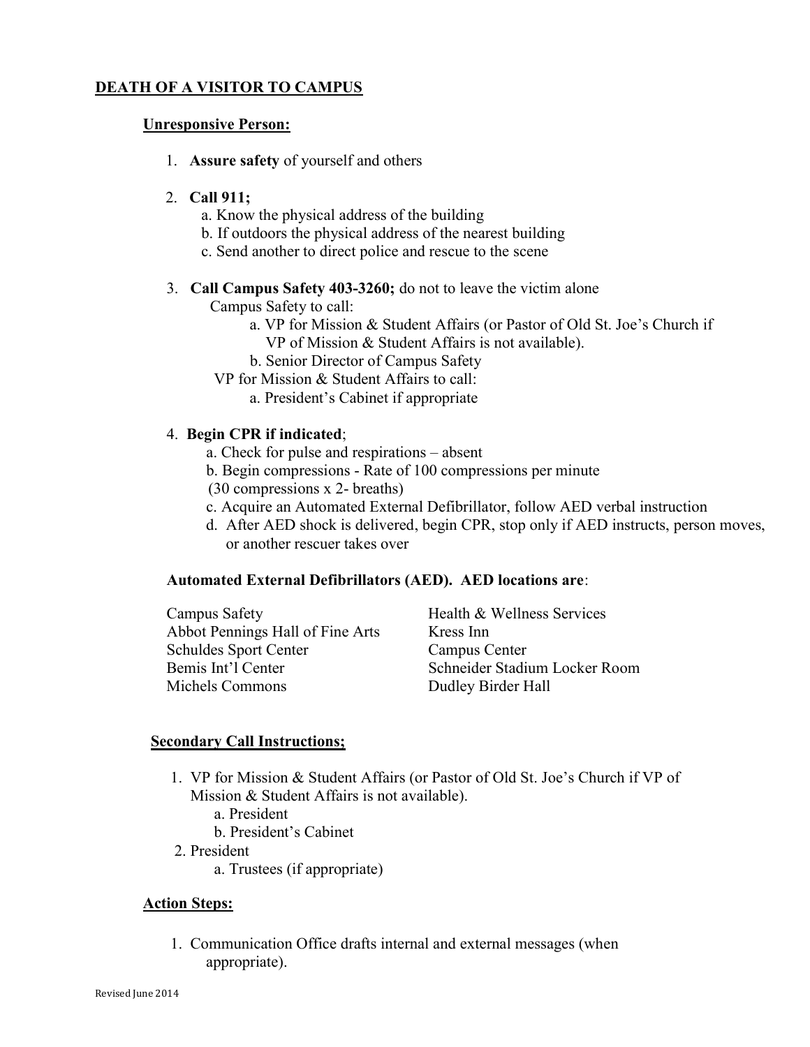## DEATH OF A VISITOR TO CAMPUS

### Unresponsive Person:

1. **Assure safety** of yourself and others

2. **Call 911;**
   a. Know the physical address of the building
   b. If outdoors the physical address of the nearest building
   c. Send another to direct police and rescue to the scene

3. **Call Campus Safety 403-3260;** do not to leave the victim alone
   Campus Safety to call:
      a. VP for Mission & Student Affairs (or Pastor of Old St. Joe's Church if VP of Mission & Student Affairs is not available).
      b. Senior Director of Campus Safety
   VP for Mission & Student Affairs to call:
      a. President's Cabinet if appropriate

4. **Begin CPR if indicated**;
   a. Check for pulse and respirations – absent
   b. Begin compressions - Rate of 100 compressions per minute (30 compressions x 2- breaths)
   c. Acquire an Automated External Defibrillator, follow AED verbal instruction
   d. After AED shock is delivered, begin CPR, stop only if AED instructs, person moves, or another rescuer takes over

**Automated External Defibrillators (AED). AED locations are**:

| | |
|---|---|
| Campus Safety | Health & Wellness Services |
| Abbot Pennings Hall of Fine Arts | Kress Inn |
| Schuldes Sport Center | Campus Center |
| Bemis Int'l Center | Schneider Stadium Locker Room |
| Michels Commons | Dudley Birder Hall |

### Secondary Call Instructions;

1. VP for Mission & Student Affairs (or Pastor of Old St. Joe's Church if VP of Mission & Student Affairs is not available).
   a. President
   b. President's Cabinet
2. President
   a. Trustees (if appropriate)

### Action Steps:

1. Communication Office drafts internal and external messages (when appropriate).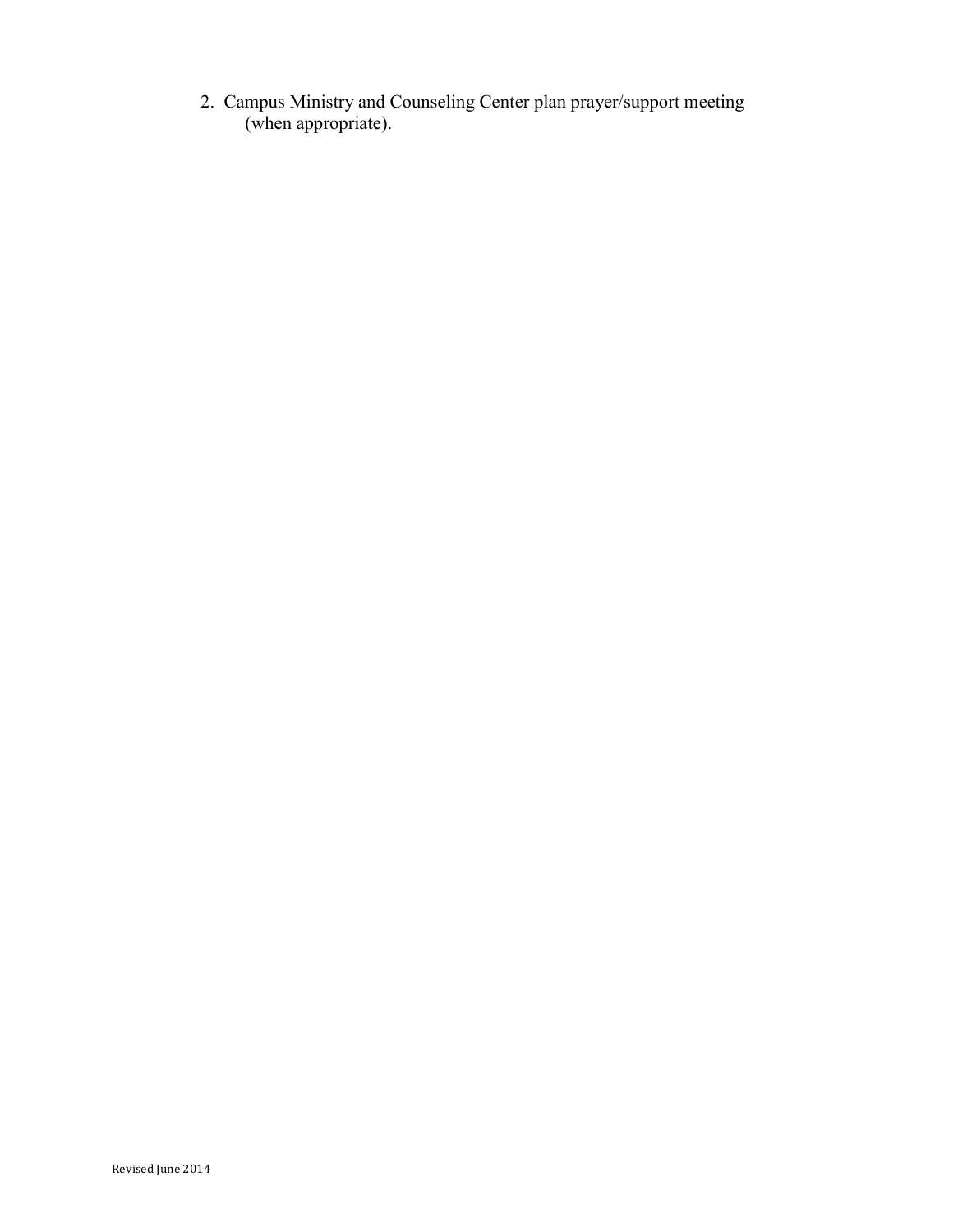2. Campus Ministry and Counseling Center plan prayer/support meeting (when appropriate).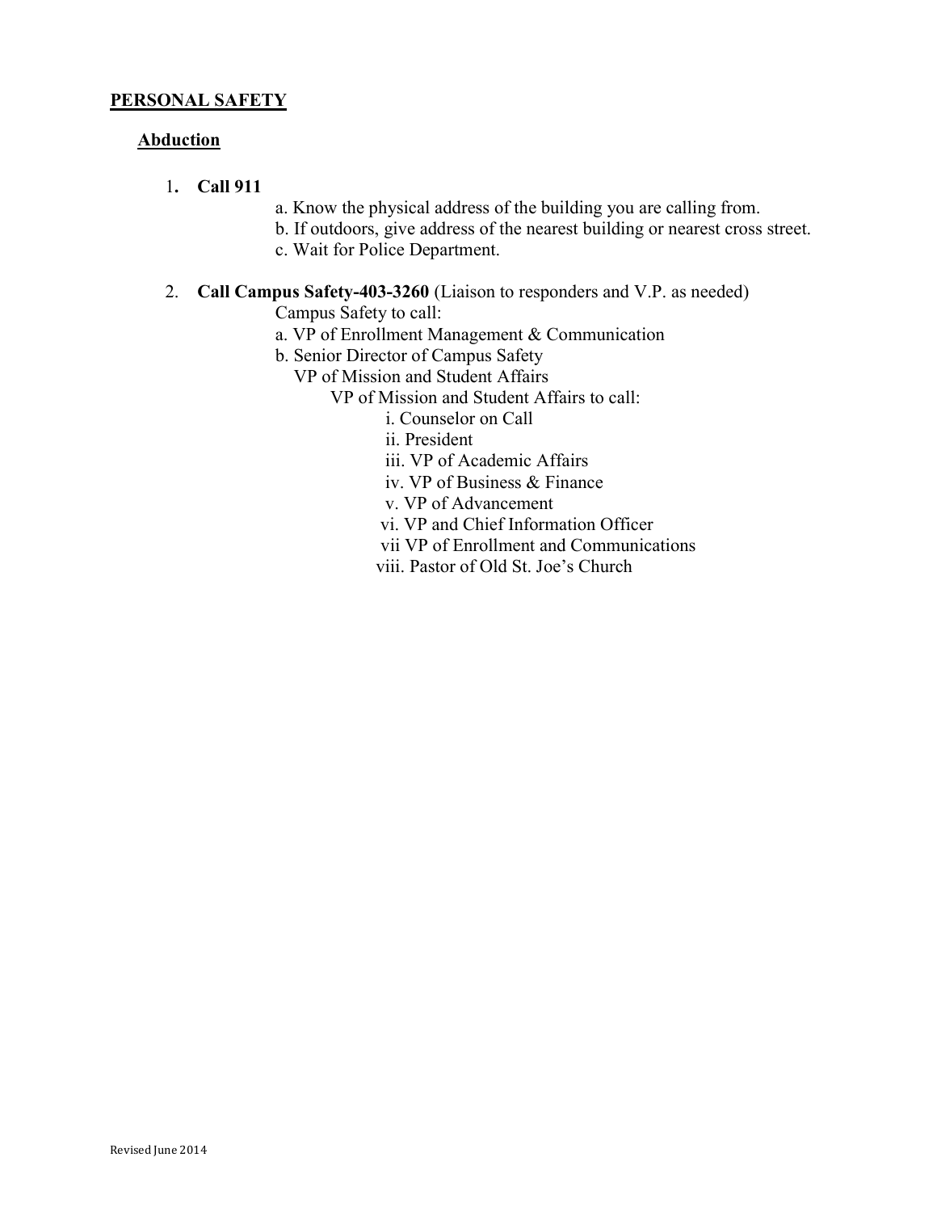## PERSONAL SAFETY

### Abduction

1. **Call 911**
   a. Know the physical address of the building you are calling from.
   b. If outdoors, give address of the nearest building or nearest cross street.
   c. Wait for Police Department.

2. **Call Campus Safety-403-3260** (Liaison to responders and V.P. as needed)
   Campus Safety to call:
   a. VP of Enrollment Management & Communication
   b. Senior Director of Campus Safety
      VP of Mission and Student Affairs
         VP of Mission and Student Affairs to call:
            i. Counselor on Call
            ii. President
            iii. VP of Academic Affairs
            iv. VP of Business & Finance
            v. VP of Advancement
            vi. VP and Chief Information Officer
            vii VP of Enrollment and Communications
            viii. Pastor of Old St. Joe's Church

Revised June 2014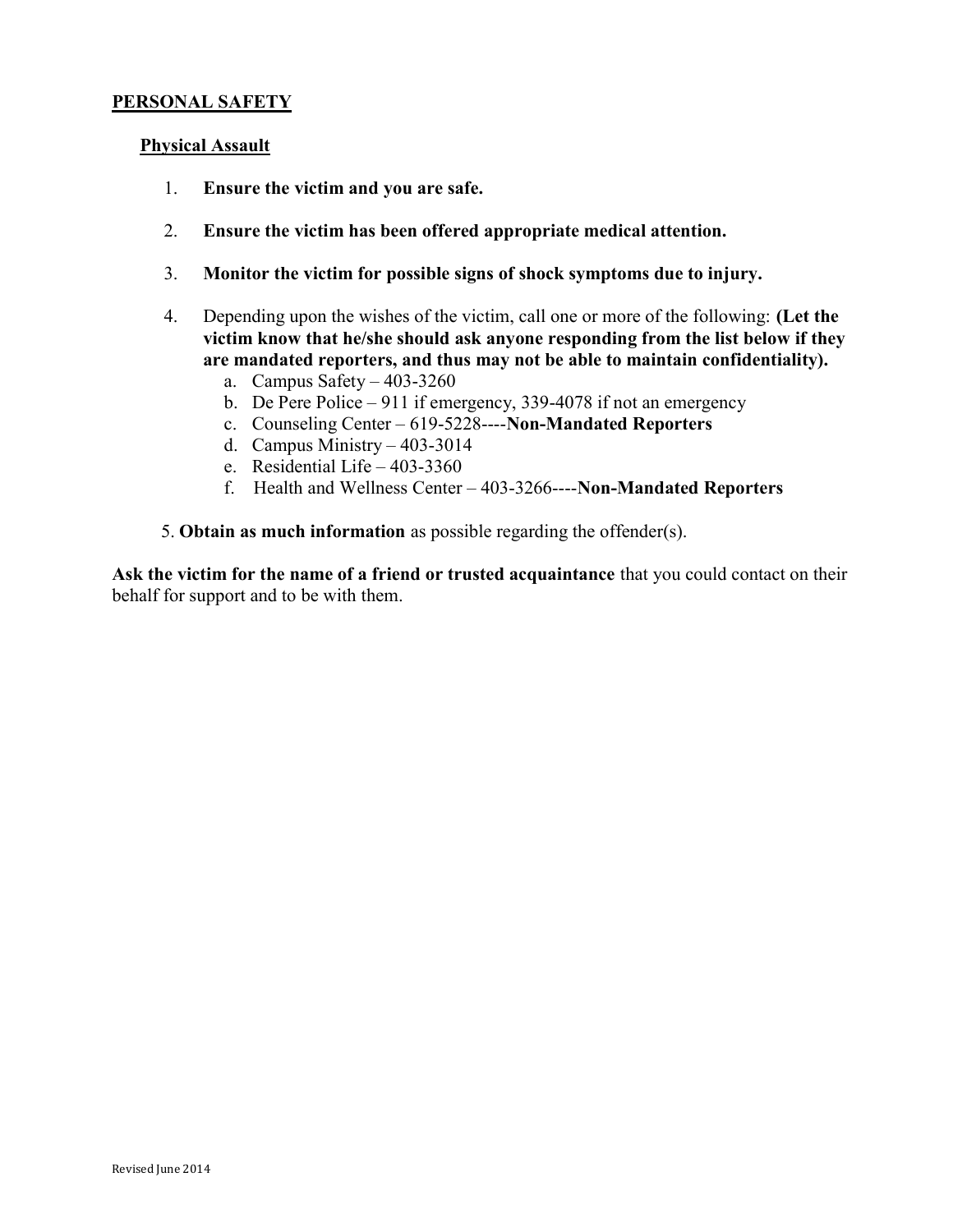## PERSONAL SAFETY

### Physical Assault

1. **Ensure the victim and you are safe.**
2. **Ensure the victim has been offered appropriate medical attention.**
3. **Monitor the victim for possible signs of shock symptoms due to injury.**
4. Depending upon the wishes of the victim, call one or more of the following: **(Let the victim know that he/she should ask anyone responding from the list below if they are mandated reporters, and thus may not be able to maintain confidentiality).**
    a. Campus Safety – 403-3260
    b. De Pere Police – 911 if emergency, 339-4078 if not an emergency
    c. Counseling Center – 619-5228----**Non-Mandated Reporters**
    d. Campus Ministry – 403-3014
    e. Residential Life – 403-3360
    f. Health and Wellness Center – 403-3266----**Non-Mandated Reporters**
5. **Obtain as much information** as possible regarding the offender(s).

**Ask the victim for the name of a friend or trusted acquaintance** that you could contact on their behalf for support and to be with them.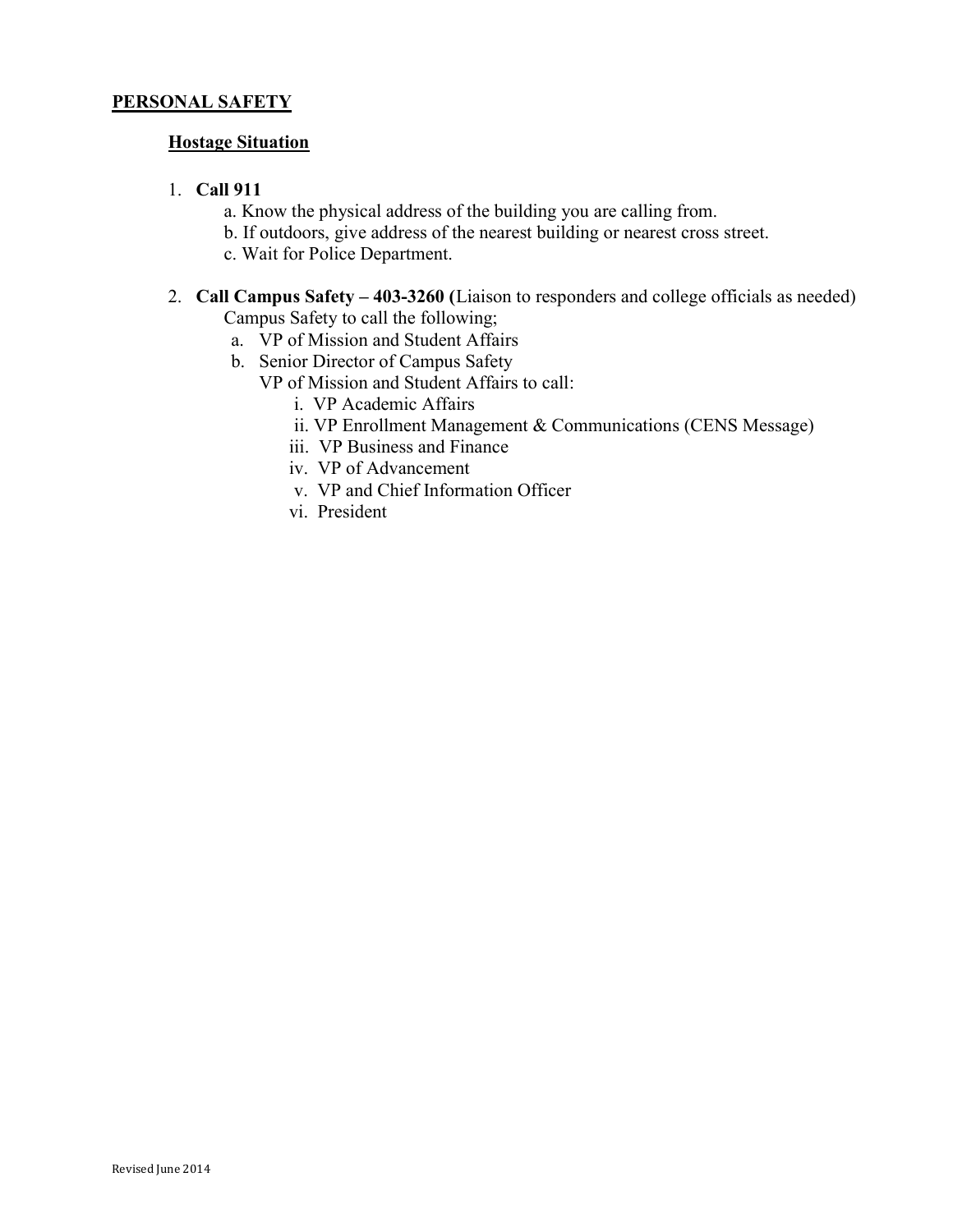## PERSONAL SAFETY

### Hostage Situation

1. **Call 911**
   a. Know the physical address of the building you are calling from.
   b. If outdoors, give address of the nearest building or nearest cross street.
   c. Wait for Police Department.

2. **Call Campus Safety – 403-3260 (**Liaison to responders and college officials as needed)
   Campus Safety to call the following;
   a. VP of Mission and Student Affairs
   b. Senior Director of Campus Safety
      VP of Mission and Student Affairs to call:
      i. VP Academic Affairs
      ii. VP Enrollment Management & Communications (CENS Message)
      iii. VP Business and Finance
      iv. VP of Advancement
      v. VP and Chief Information Officer
      vi. President

Revised June 2014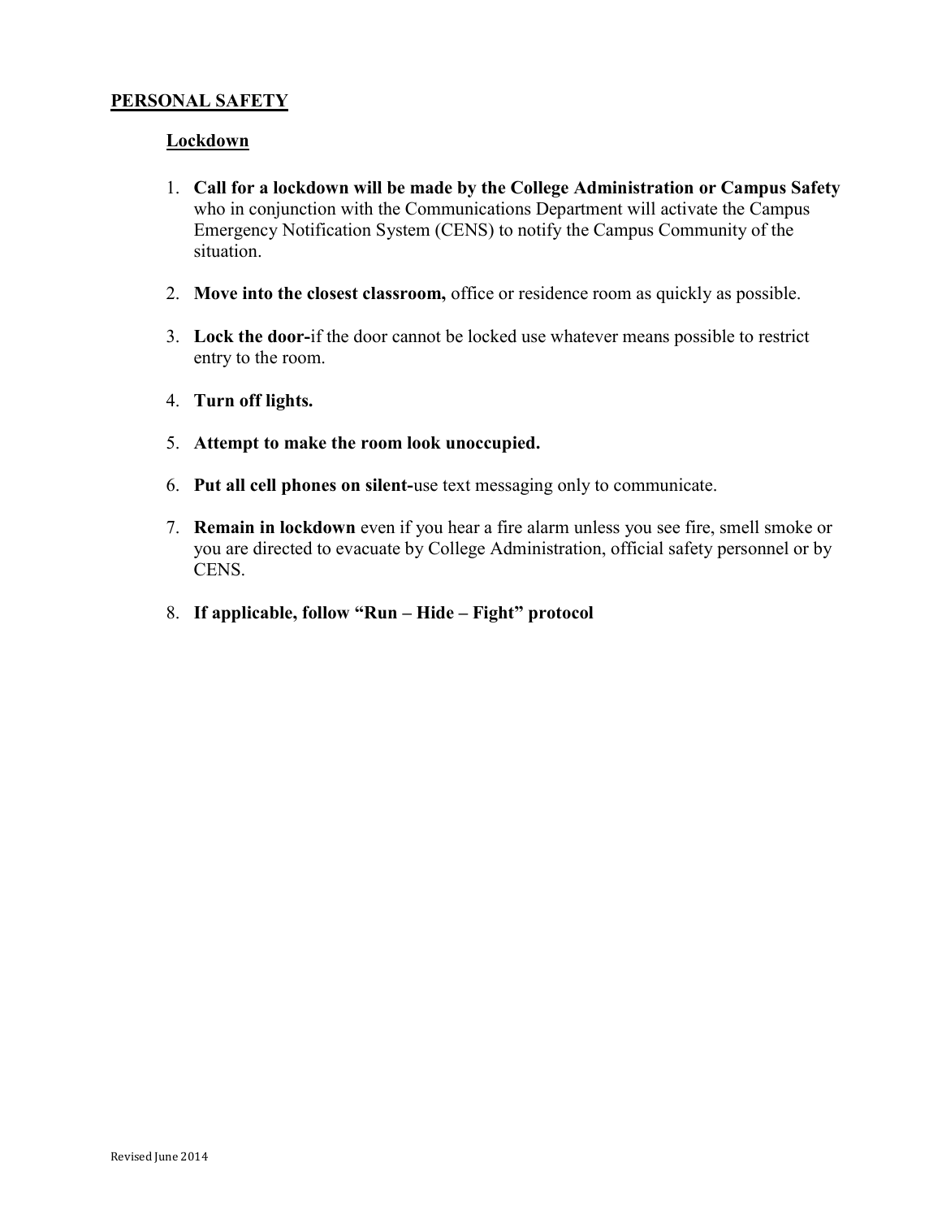## PERSONAL SAFETY

### Lockdown

1. **Call for a lockdown will be made by the College Administration or Campus Safety** who in conjunction with the Communications Department will activate the Campus Emergency Notification System (CENS) to notify the Campus Community of the situation.

2. **Move into the closest classroom,** office or residence room as quickly as possible.

3. **Lock the door-**if the door cannot be locked use whatever means possible to restrict entry to the room.

4. **Turn off lights.**

5. **Attempt to make the room look unoccupied.**

6. **Put all cell phones on silent-**use text messaging only to communicate.

7. **Remain in lockdown** even if you hear a fire alarm unless you see fire, smell smoke or you are directed to evacuate by College Administration, official safety personnel or by CENS.

8. **If applicable, follow "Run – Hide – Fight" protocol**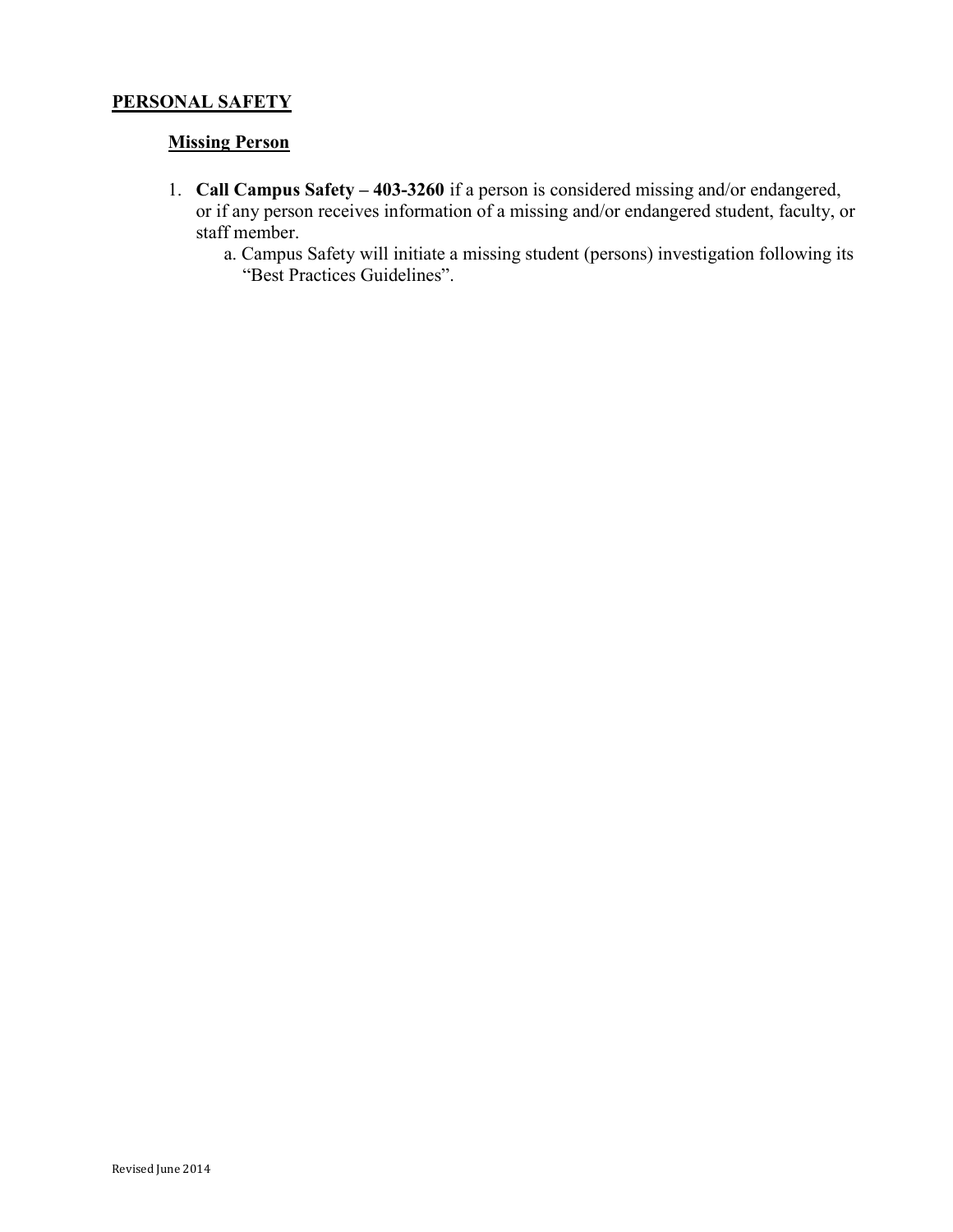## PERSONAL SAFETY

### Missing Person

1. **Call Campus Safety – 403-3260** if a person is considered missing and/or endangered, or if any person receives information of a missing and/or endangered student, faculty, or staff member.
   a. Campus Safety will initiate a missing student (persons) investigation following its "Best Practices Guidelines".

Revised June 2014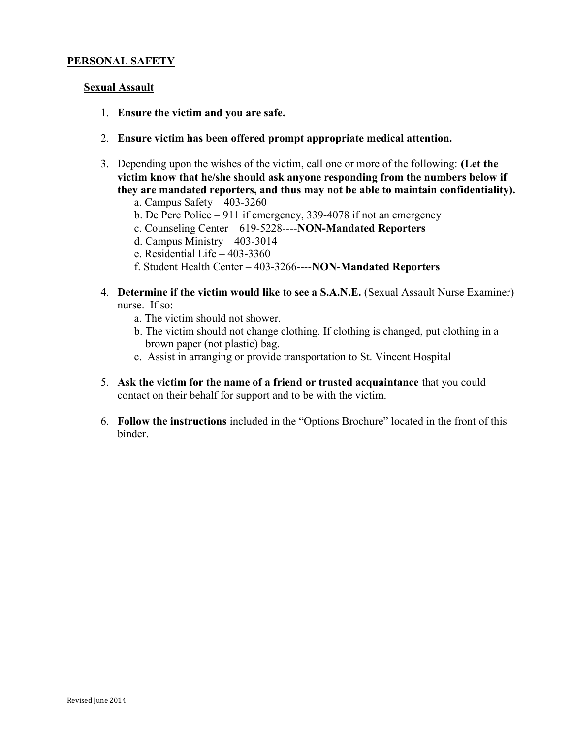## PERSONAL SAFETY

### Sexual Assault

1. **Ensure the victim and you are safe.**

2. **Ensure victim has been offered prompt appropriate medical attention.**

3. Depending upon the wishes of the victim, call one or more of the following: **(Let the victim know that he/she should ask anyone responding from the numbers below if they are mandated reporters, and thus may not be able to maintain confidentiality).**
   a. Campus Safety – 403-3260
   b. De Pere Police – 911 if emergency, 339-4078 if not an emergency
   c. Counseling Center – 619-5228----**NON-Mandated Reporters**
   d. Campus Ministry – 403-3014
   e. Residential Life – 403-3360
   f. Student Health Center – 403-3266----**NON-Mandated Reporters**

4. **Determine if the victim would like to see a S.A.N.E.** (Sexual Assault Nurse Examiner) nurse. If so:
   a. The victim should not shower.
   b. The victim should not change clothing. If clothing is changed, put clothing in a brown paper (not plastic) bag.
   c. Assist in arranging or provide transportation to St. Vincent Hospital

5. **Ask the victim for the name of a friend or trusted acquaintance** that you could contact on their behalf for support and to be with the victim.

6. **Follow the instructions** included in the "Options Brochure" located in the front of this binder.

Revised June 2014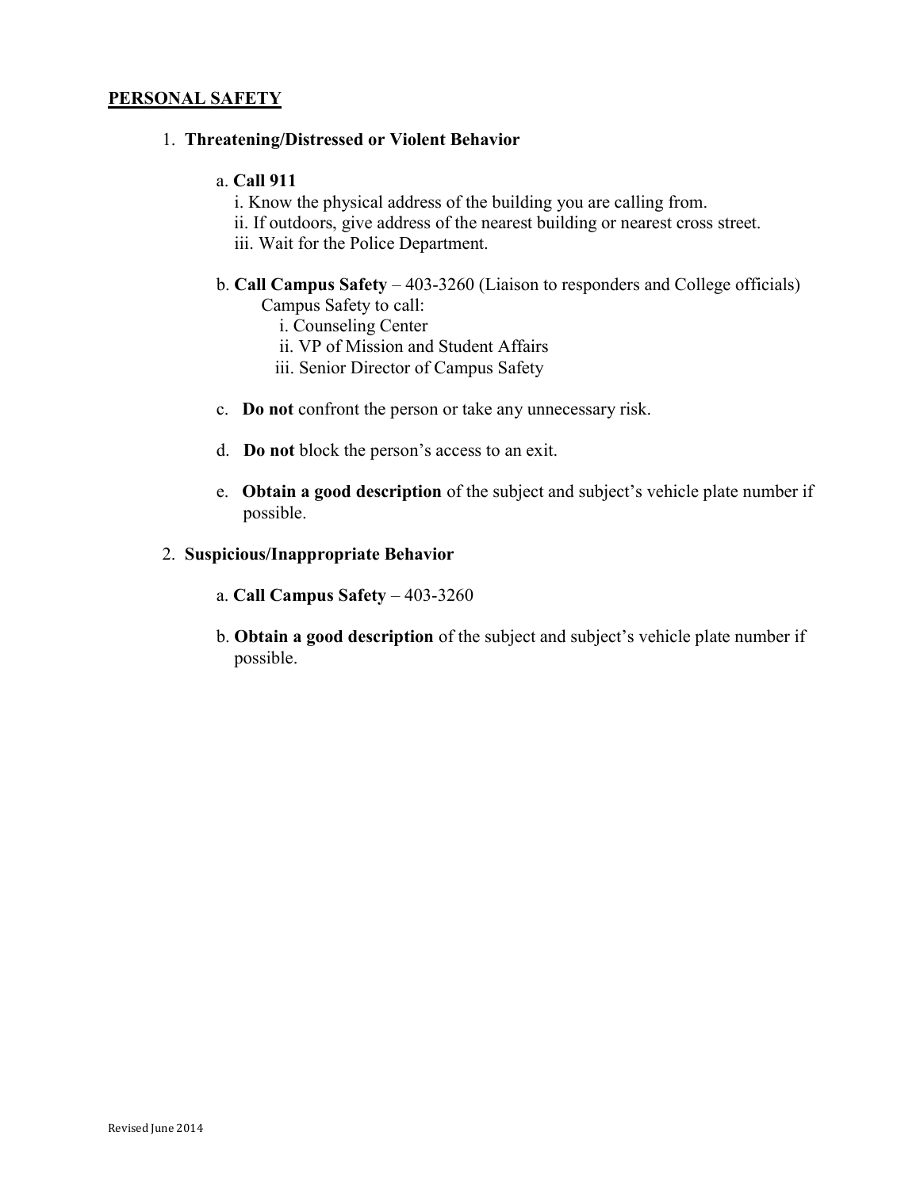## PERSONAL SAFETY

1. **Threatening/Distressed or Violent Behavior**

   a. **Call 911**
      i. Know the physical address of the building you are calling from.
      ii. If outdoors, give address of the nearest building or nearest cross street.
      iii. Wait for the Police Department.

   b. **Call Campus Safety** – 403-3260 (Liaison to responders and College officials)
      Campus Safety to call:
      i. Counseling Center
      ii. VP of Mission and Student Affairs
      iii. Senior Director of Campus Safety

   c. **Do not** confront the person or take any unnecessary risk.

   d. **Do not** block the person's access to an exit.

   e. **Obtain a good description** of the subject and subject's vehicle plate number if possible.

2. **Suspicious/Inappropriate Behavior**

   a. **Call Campus Safety** – 403-3260

   b. **Obtain a good description** of the subject and subject's vehicle plate number if possible.

Revised June 2014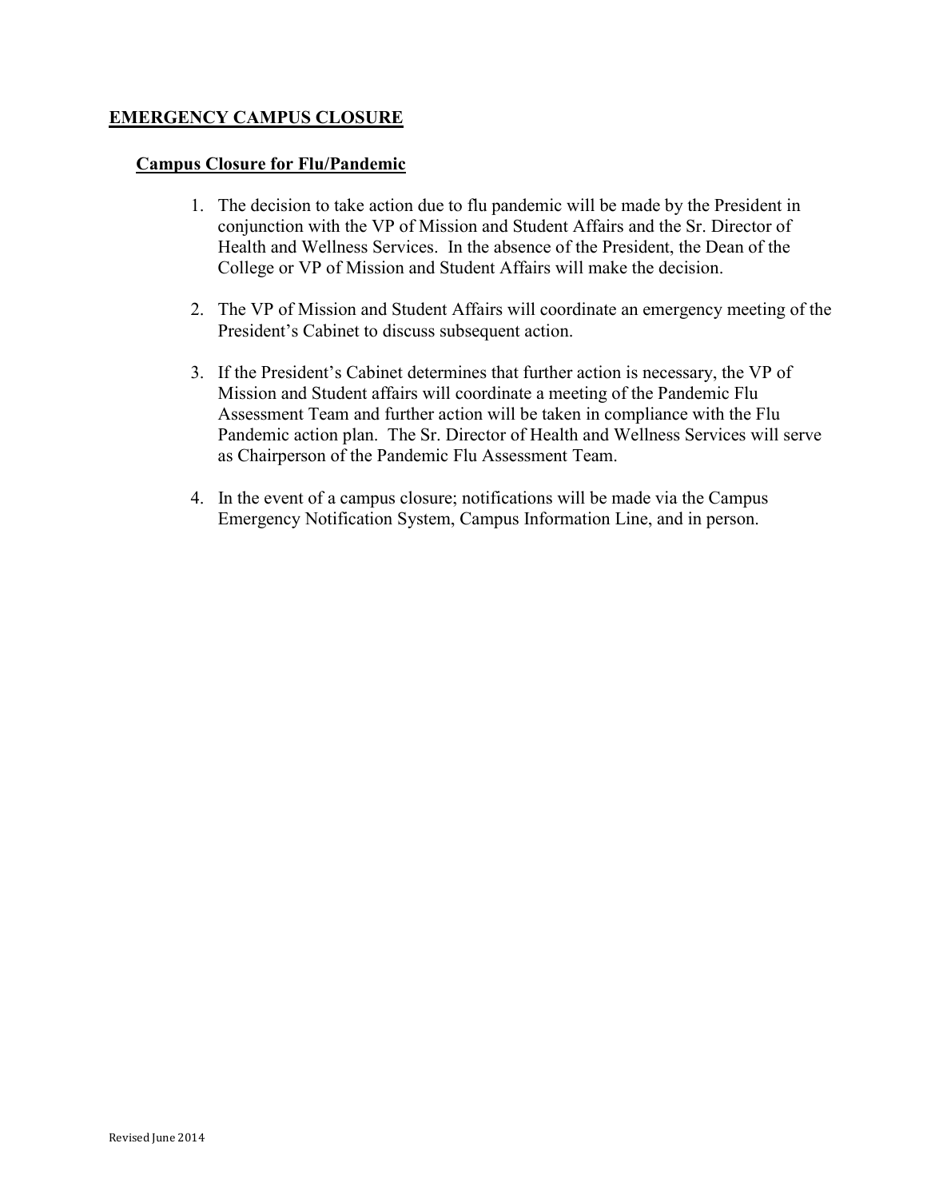## **EMERGENCY CAMPUS CLOSURE**

### **Campus Closure for Flu/Pandemic**

1. The decision to take action due to flu pandemic will be made by the President in conjunction with the VP of Mission and Student Affairs and the Sr. Director of Health and Wellness Services. In the absence of the President, the Dean of the College or VP of Mission and Student Affairs will make the decision.

2. The VP of Mission and Student Affairs will coordinate an emergency meeting of the President's Cabinet to discuss subsequent action.

3. If the President's Cabinet determines that further action is necessary, the VP of Mission and Student affairs will coordinate a meeting of the Pandemic Flu Assessment Team and further action will be taken in compliance with the Flu Pandemic action plan. The Sr. Director of Health and Wellness Services will serve as Chairperson of the Pandemic Flu Assessment Team.

4. In the event of a campus closure; notifications will be made via the Campus Emergency Notification System, Campus Information Line, and in person.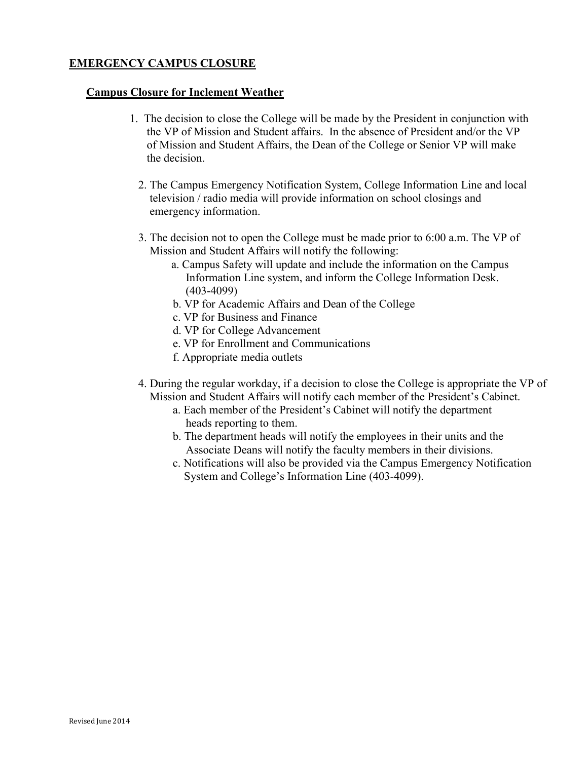## EMERGENCY CAMPUS CLOSURE

### Campus Closure for Inclement Weather

1. The decision to close the College will be made by the President in conjunction with the VP of Mission and Student affairs. In the absence of President and/or the VP of Mission and Student Affairs, the Dean of the College or Senior VP will make the decision.

2. The Campus Emergency Notification System, College Information Line and local television / radio media will provide information on school closings and emergency information.

3. The decision not to open the College must be made prior to 6:00 a.m. The VP of Mission and Student Affairs will notify the following:
   a. Campus Safety will update and include the information on the Campus Information Line system, and inform the College Information Desk. (403-4099)
   b. VP for Academic Affairs and Dean of the College
   c. VP for Business and Finance
   d. VP for College Advancement
   e. VP for Enrollment and Communications
   f. Appropriate media outlets

4. During the regular workday, if a decision to close the College is appropriate the VP of Mission and Student Affairs will notify each member of the President's Cabinet.
   a. Each member of the President's Cabinet will notify the department heads reporting to them.
   b. The department heads will notify the employees in their units and the Associate Deans will notify the faculty members in their divisions.
   c. Notifications will also be provided via the Campus Emergency Notification System and College's Information Line (403-4099).

Revised June 2014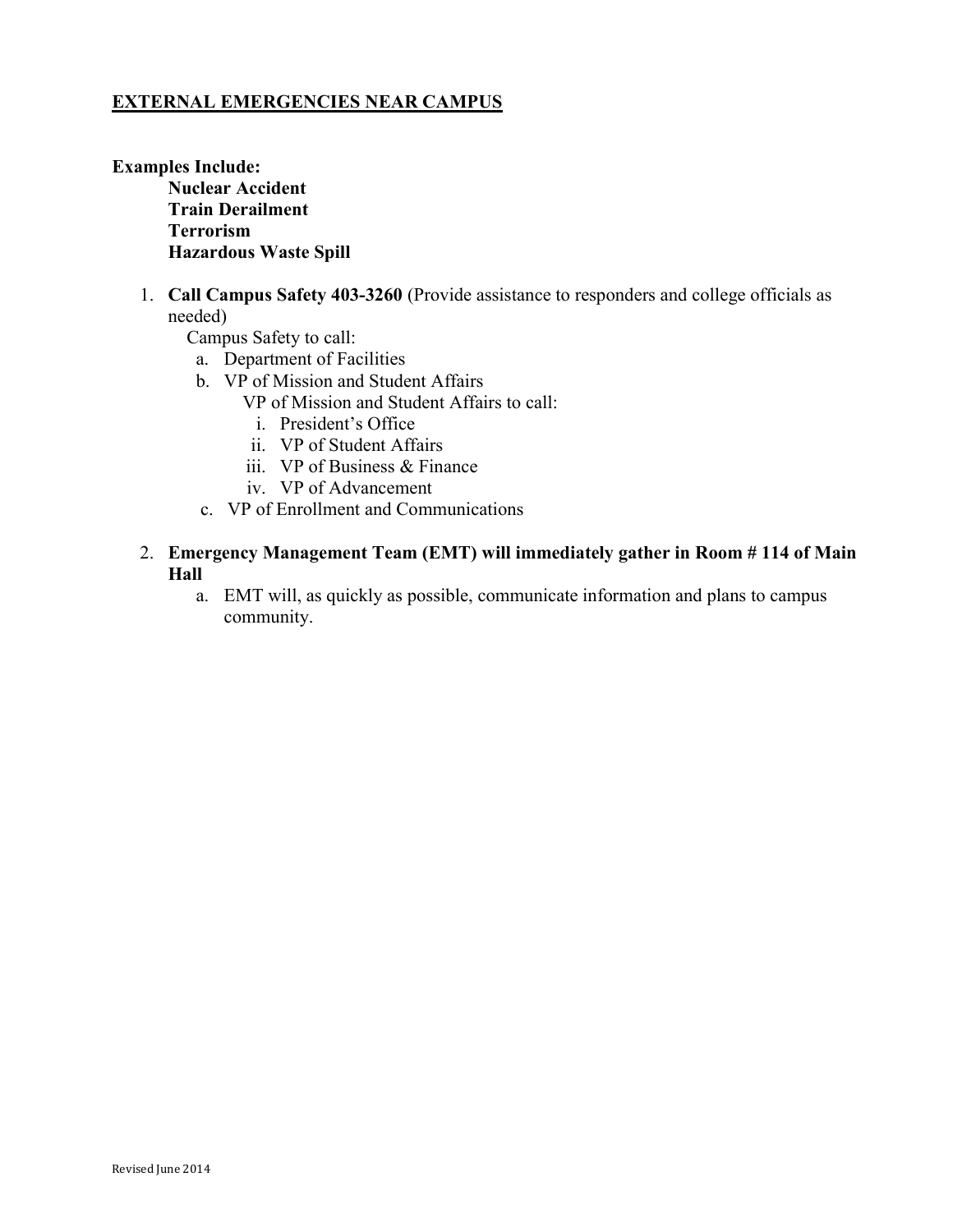## EXTERNAL EMERGENCIES NEAR CAMPUS

**Examples Include:**

**Nuclear Accident**
**Train Derailment**
**Terrorism**
**Hazardous Waste Spill**

1. **Call Campus Safety 403-3260** (Provide assistance to responders and college officials as needed)

   Campus Safety to call:

   a. Department of Facilities
   b. VP of Mission and Student Affairs

      VP of Mission and Student Affairs to call:

      i. President's Office
      ii. VP of Student Affairs
      iii. VP of Business & Finance
      iv. VP of Advancement

   c. VP of Enrollment and Communications

2. **Emergency Management Team (EMT) will immediately gather in Room # 114 of Main Hall**

   a. EMT will, as quickly as possible, communicate information and plans to campus community.

Revised June 2014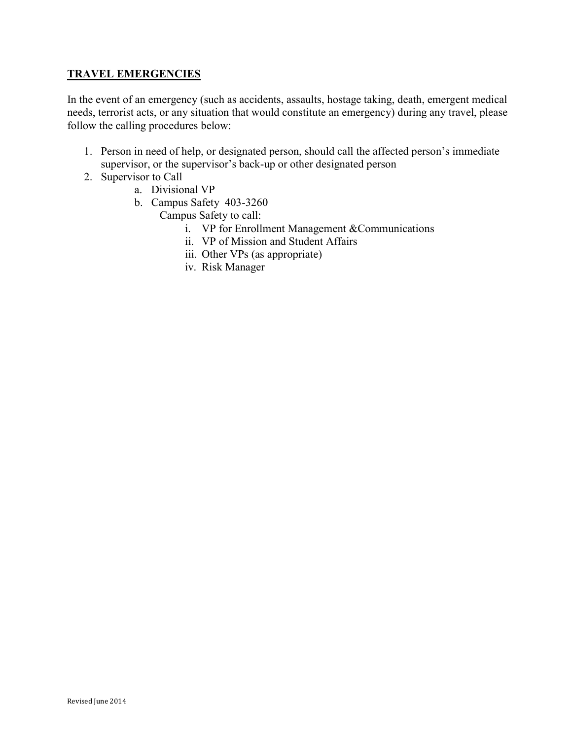## TRAVEL EMERGENCIES

In the event of an emergency (such as accidents, assaults, hostage taking, death, emergent medical needs, terrorist acts, or any situation that would constitute an emergency) during any travel, please follow the calling procedures below:

1. Person in need of help, or designated person, should call the affected person's immediate supervisor, or the supervisor's back-up or other designated person
2. Supervisor to Call
   a. Divisional VP
   b. Campus Safety 403-3260

      Campus Safety to call:
      i. VP for Enrollment Management &Communications
      ii. VP of Mission and Student Affairs
      iii. Other VPs (as appropriate)
      iv. Risk Manager

Revised June 2014